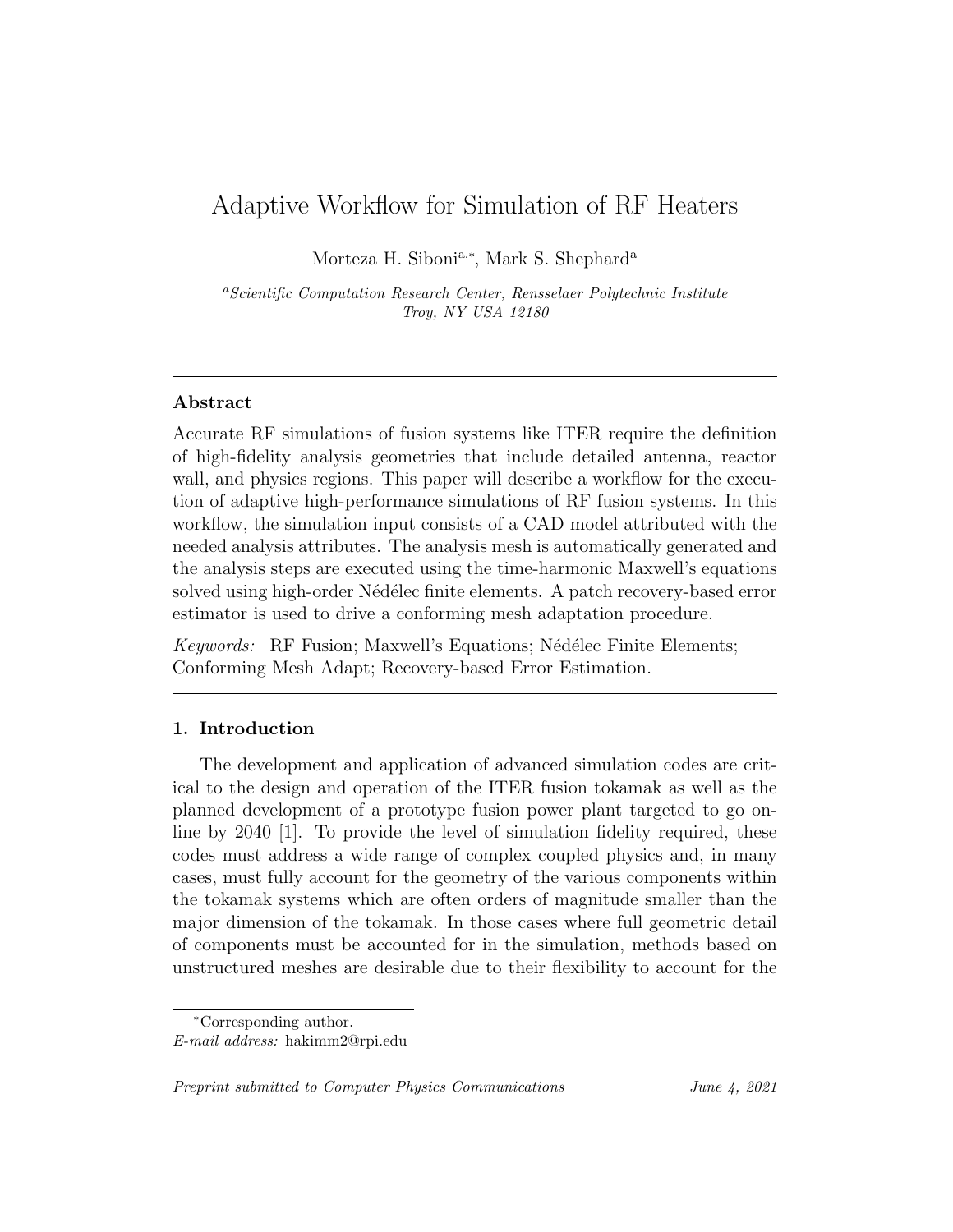# Adaptive Workflow for Simulation of RF Heaters

Morteza H. Siboni[a,*], Mark S. Shephard[a]

[a] *Scientific Computation Research Center, Rensselaer Polytechnic Institute Troy, NY USA 12180*

---

## Abstract

Accurate RF simulations of fusion systems like ITER require the definition of high-fidelity analysis geometries that include detailed antenna, reactor wall, and physics regions. This paper will describe a workflow for the execution of adaptive high-performance simulations of RF fusion systems. In this workflow, the simulation input consists of a CAD model attributed with the needed analysis attributes. The analysis mesh is automatically generated and the analysis steps are executed using the time-harmonic Maxwell's equations solved using high-order Nédélec finite elements. A patch recovery-based error estimator is used to drive a conforming mesh adaptation procedure.

*Keywords:* RF Fusion; Maxwell's Equations; Nédélec Finite Elements; Conforming Mesh Adapt; Recovery-based Error Estimation.

---

## 1. Introduction

The development and application of advanced simulation codes are critical to the design and operation of the ITER fusion tokamak as well as the planned development of a prototype fusion power plant targeted to go online by 2040 [1]. To provide the level of simulation fidelity required, these codes must address a wide range of complex coupled physics and, in many cases, must fully account for the geometry of the various components within the tokamak systems which are often orders of magnitude smaller than the major dimension of the tokamak. In those cases where full geometric detail of components must be accounted for in the simulation, methods based on unstructured meshes are desirable due to their flexibility to account for the

[*] Corresponding author.
*E-mail address:* hakimm2@rpi.edu

*Preprint submitted to Computer Physics Communications* *June 4, 2021*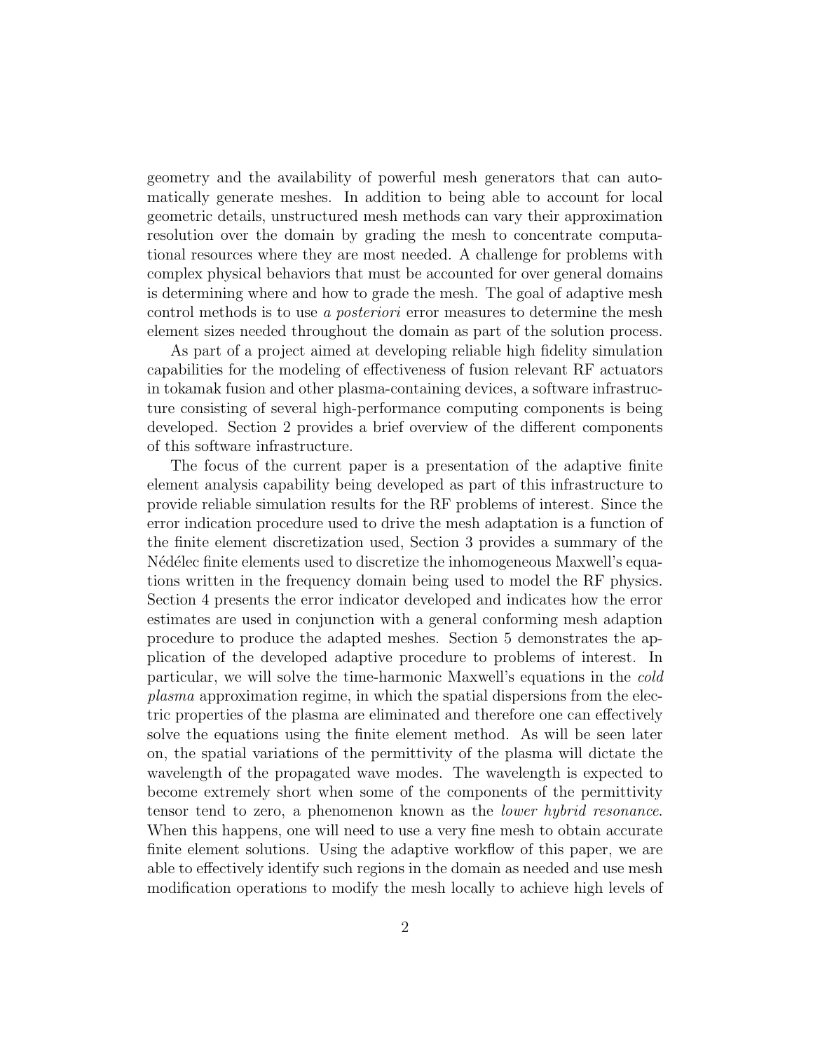geometry and the availability of powerful mesh generators that can automatically generate meshes. In addition to being able to account for local geometric details, unstructured mesh methods can vary their approximation resolution over the domain by grading the mesh to concentrate computational resources where they are most needed. A challenge for problems with complex physical behaviors that must be accounted for over general domains is determining where and how to grade the mesh. The goal of adaptive mesh control methods is to use *a posteriori* error measures to determine the mesh element sizes needed throughout the domain as part of the solution process.

As part of a project aimed at developing reliable high fidelity simulation capabilities for the modeling of effectiveness of fusion relevant RF actuators in tokamak fusion and other plasma-containing devices, a software infrastructure consisting of several high-performance computing components is being developed. Section 2 provides a brief overview of the different components of this software infrastructure.

The focus of the current paper is a presentation of the adaptive finite element analysis capability being developed as part of this infrastructure to provide reliable simulation results for the RF problems of interest. Since the error indication procedure used to drive the mesh adaptation is a function of the finite element discretization used, Section 3 provides a summary of the Nédélec finite elements used to discretize the inhomogeneous Maxwell's equations written in the frequency domain being used to model the RF physics. Section 4 presents the error indicator developed and indicates how the error estimates are used in conjunction with a general conforming mesh adaption procedure to produce the adapted meshes. Section 5 demonstrates the application of the developed adaptive procedure to problems of interest. In particular, we will solve the time-harmonic Maxwell's equations in the *cold plasma* approximation regime, in which the spatial dispersions from the electric properties of the plasma are eliminated and therefore one can effectively solve the equations using the finite element method. As will be seen later on, the spatial variations of the permittivity of the plasma will dictate the wavelength of the propagated wave modes. The wavelength is expected to become extremely short when some of the components of the permittivity tensor tend to zero, a phenomenon known as the *lower hybrid resonance*. When this happens, one will need to use a very fine mesh to obtain accurate finite element solutions. Using the adaptive workflow of this paper, we are able to effectively identify such regions in the domain as needed and use mesh modification operations to modify the mesh locally to achieve high levels of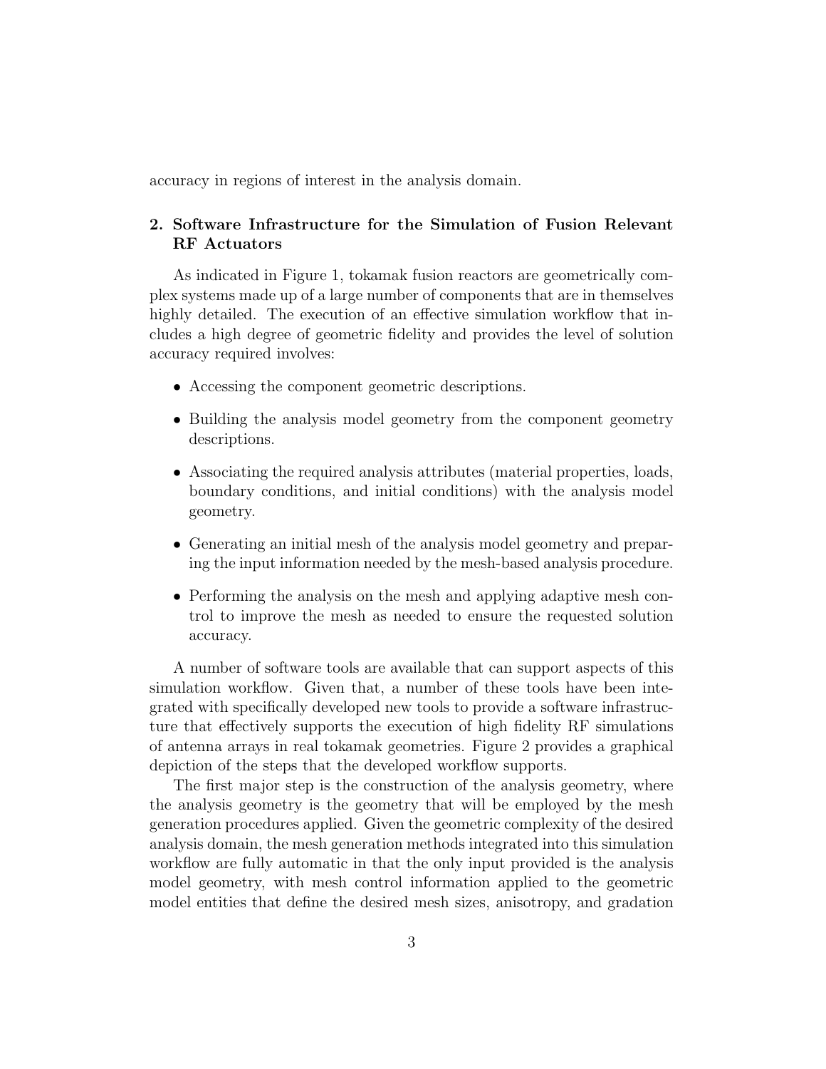accuracy in regions of interest in the analysis domain.

## 2. Software Infrastructure for the Simulation of Fusion Relevant RF Actuators

As indicated in Figure 1, tokamak fusion reactors are geometrically complex systems made up of a large number of components that are in themselves highly detailed. The execution of an effective simulation workflow that includes a high degree of geometric fidelity and provides the level of solution accuracy required involves:

- Accessing the component geometric descriptions.
- Building the analysis model geometry from the component geometry descriptions.
- Associating the required analysis attributes (material properties, loads, boundary conditions, and initial conditions) with the analysis model geometry.
- Generating an initial mesh of the analysis model geometry and preparing the input information needed by the mesh-based analysis procedure.
- Performing the analysis on the mesh and applying adaptive mesh control to improve the mesh as needed to ensure the requested solution accuracy.

A number of software tools are available that can support aspects of this simulation workflow. Given that, a number of these tools have been integrated with specifically developed new tools to provide a software infrastructure that effectively supports the execution of high fidelity RF simulations of antenna arrays in real tokamak geometries. Figure 2 provides a graphical depiction of the steps that the developed workflow supports.

The first major step is the construction of the analysis geometry, where the analysis geometry is the geometry that will be employed by the mesh generation procedures applied. Given the geometric complexity of the desired analysis domain, the mesh generation methods integrated into this simulation workflow are fully automatic in that the only input provided is the analysis model geometry, with mesh control information applied to the geometric model entities that define the desired mesh sizes, anisotropy, and gradation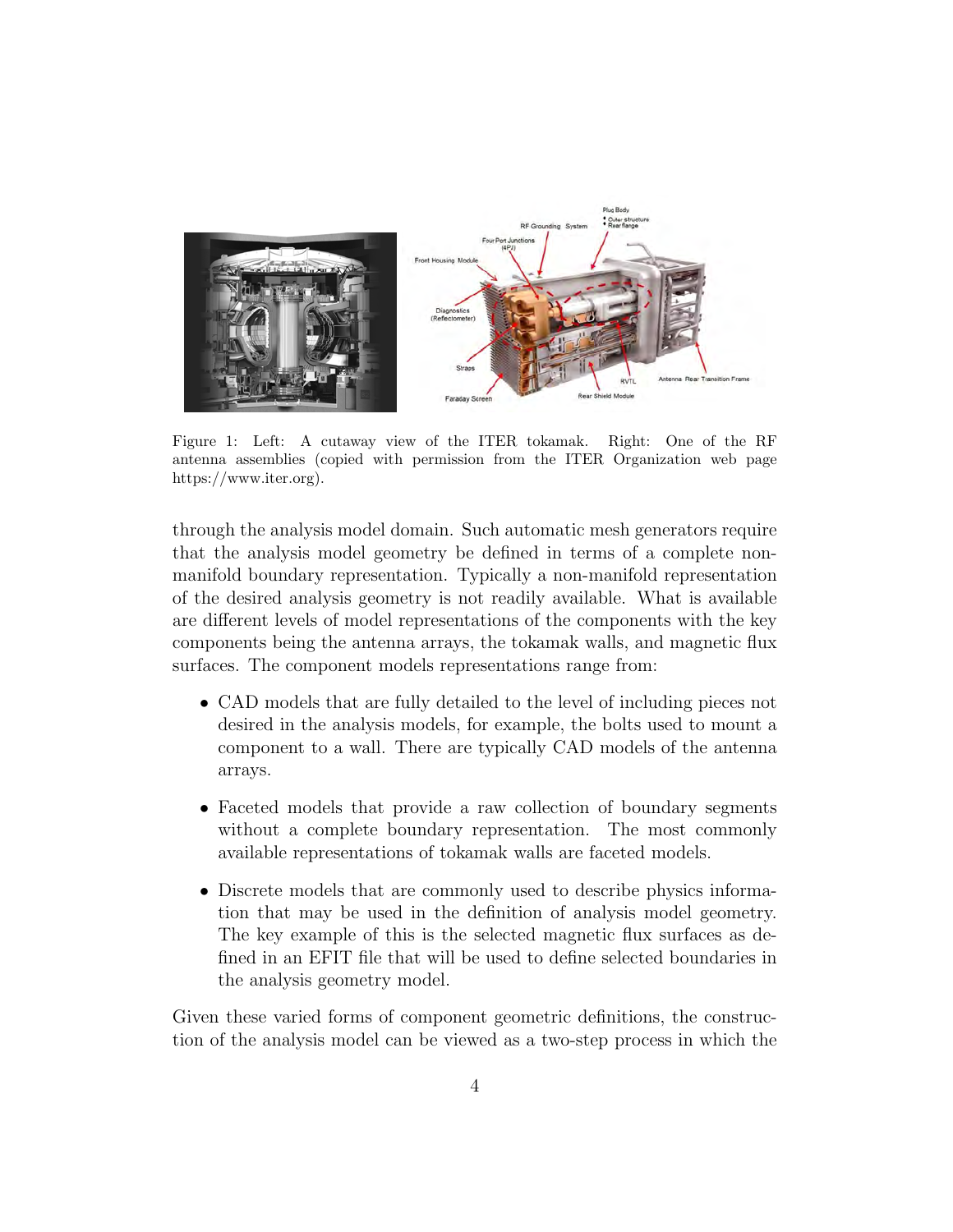Figure 1: Left: A cutaway view of the ITER tokamak. Right: One of the RF antenna assemblies (copied with permission from the ITER Organization web page https://www.iter.org).

through the analysis model domain. Such automatic mesh generators require that the analysis model geometry be defined in terms of a complete non-manifold boundary representation. Typically a non-manifold representation of the desired analysis geometry is not readily available. What is available are different levels of model representations of the components with the key components being the antenna arrays, the tokamak walls, and magnetic flux surfaces. The component models representations range from:

- CAD models that are fully detailed to the level of including pieces not desired in the analysis models, for example, the bolts used to mount a component to a wall. There are typically CAD models of the antenna arrays.
- Faceted models that provide a raw collection of boundary segments without a complete boundary representation. The most commonly available representations of tokamak walls are faceted models.
- Discrete models that are commonly used to describe physics information that may be used in the definition of analysis model geometry. The key example of this is the selected magnetic flux surfaces as defined in an EFIT file that will be used to define selected boundaries in the analysis geometry model.

Given these varied forms of component geometric definitions, the construction of the analysis model can be viewed as a two-step process in which the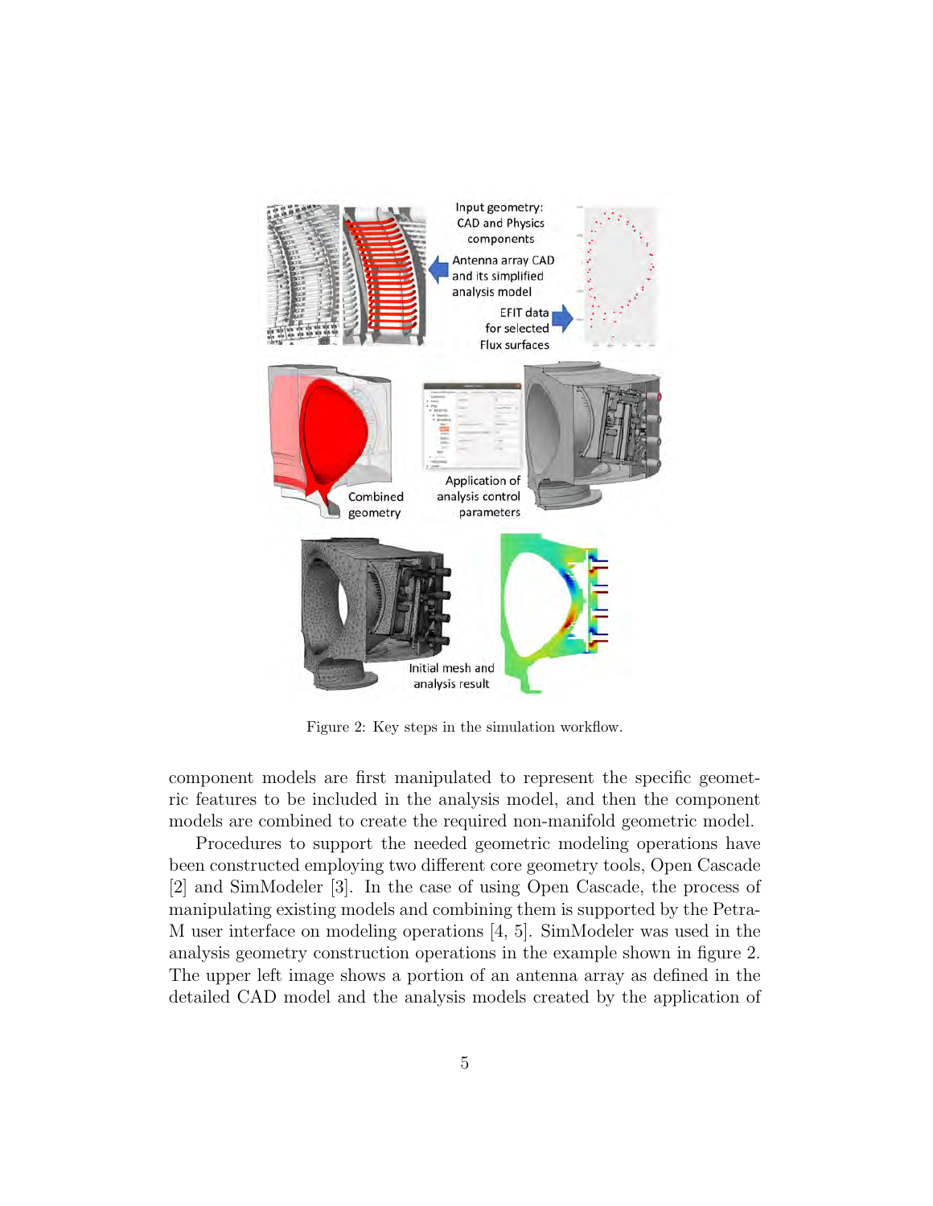Figure 2: Key steps in the simulation workflow.

component models are first manipulated to represent the specific geometric features to be included in the analysis model, and then the component models are combined to create the required non-manifold geometric model.

Procedures to support the needed geometric modeling operations have been constructed employing two different core geometry tools, Open Cascade [2] and SimModeler [3]. In the case of using Open Cascade, the process of manipulating existing models and combining them is supported by the Petra-M user interface on modeling operations [4, 5]. SimModeler was used in the analysis geometry construction operations in the example shown in figure 2. The upper left image shows a portion of an antenna array as defined in the detailed CAD model and the analysis models created by the application of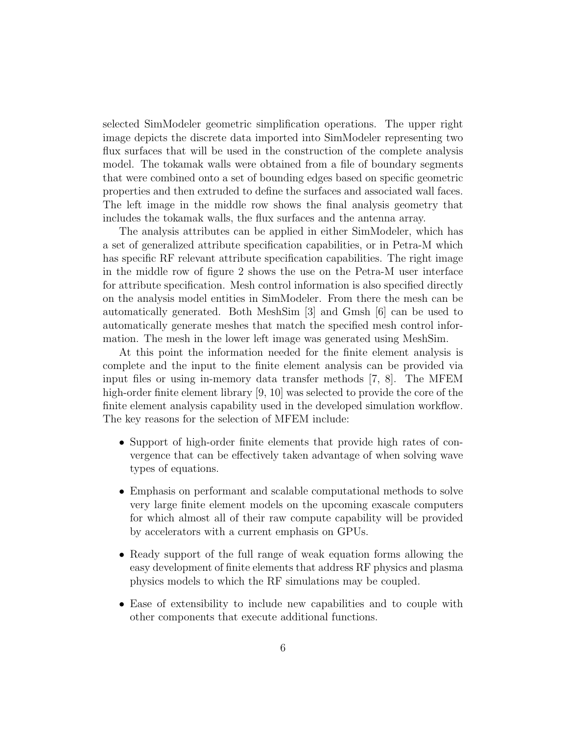selected SimModeler geometric simplification operations. The upper right image depicts the discrete data imported into SimModeler representing two flux surfaces that will be used in the construction of the complete analysis model. The tokamak walls were obtained from a file of boundary segments that were combined onto a set of bounding edges based on specific geometric properties and then extruded to define the surfaces and associated wall faces. The left image in the middle row shows the final analysis geometry that includes the tokamak walls, the flux surfaces and the antenna array.

The analysis attributes can be applied in either SimModeler, which has a set of generalized attribute specification capabilities, or in Petra-M which has specific RF relevant attribute specification capabilities. The right image in the middle row of figure 2 shows the use on the Petra-M user interface for attribute specification. Mesh control information is also specified directly on the analysis model entities in SimModeler. From there the mesh can be automatically generated. Both MeshSim [3] and Gmsh [6] can be used to automatically generate meshes that match the specified mesh control information. The mesh in the lower left image was generated using MeshSim.

At this point the information needed for the finite element analysis is complete and the input to the finite element analysis can be provided via input files or using in-memory data transfer methods [7, 8]. The MFEM high-order finite element library [9, 10] was selected to provide the core of the finite element analysis capability used in the developed simulation workflow. The key reasons for the selection of MFEM include:

- Support of high-order finite elements that provide high rates of convergence that can be effectively taken advantage of when solving wave types of equations.
- Emphasis on performant and scalable computational methods to solve very large finite element models on the upcoming exascale computers for which almost all of their raw compute capability will be provided by accelerators with a current emphasis on GPUs.
- Ready support of the full range of weak equation forms allowing the easy development of finite elements that address RF physics and plasma physics models to which the RF simulations may be coupled.
- Ease of extensibility to include new capabilities and to couple with other components that execute additional functions.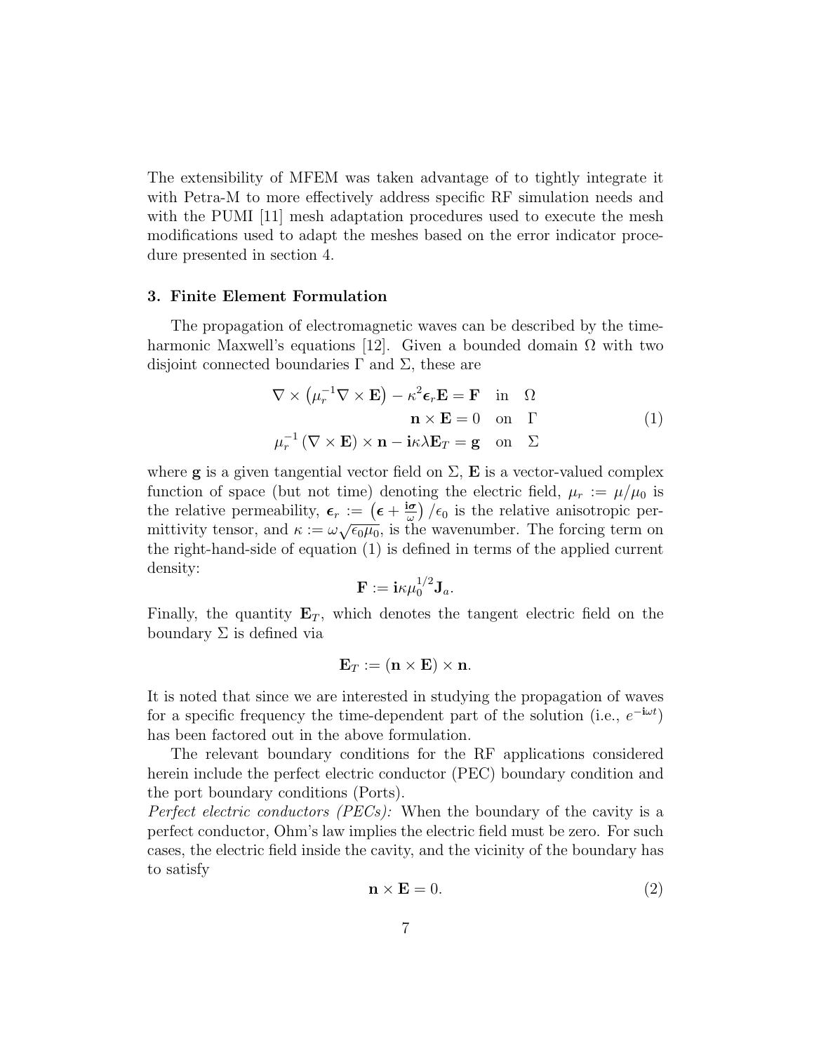The extensibility of MFEM was taken advantage of to tightly integrate it with Petra-M to more effectively address specific RF simulation needs and with the PUMI [11] mesh adaptation procedures used to execute the mesh modifications used to adapt the meshes based on the error indicator procedure presented in section 4.

## 3. Finite Element Formulation

The propagation of electromagnetic waves can be described by the time-harmonic Maxwell's equations [12]. Given a bounded domain $\Omega$ with two disjoint connected boundaries $\Gamma$ and $\Sigma$, these are

$$
\begin{aligned}
\nabla \times \left(\mu_r^{-1} \nabla \times \mathbf{E}\right) - \kappa^2 \boldsymbol{\epsilon}_r \mathbf{E} = \mathbf{F} \quad & \text{in} \quad \Omega \\
\mathbf{n} \times \mathbf{E} = 0 \quad & \text{on} \quad \Gamma \\
\mu_r^{-1} \left(\nabla \times \mathbf{E}\right) \times \mathbf{n} - \mathbf{i}\kappa\lambda \mathbf{E}_T = \mathbf{g} \quad & \text{on} \quad \Sigma
\end{aligned}
\tag{1}
$$

where $\mathbf{g}$ is a given tangential vector field on $\Sigma$, $\mathbf{E}$ is a vector-valued complex function of space (but not time) denoting the electric field, $\mu_r := \mu/\mu_0$ is the relative permeability, $\boldsymbol{\epsilon}_r := \left(\boldsymbol{\epsilon} + \frac{\mathbf{i}\boldsymbol{\sigma}}{\omega}\right)/\epsilon_0$ is the relative anisotropic permittivity tensor, and $\kappa := \omega\sqrt{\epsilon_0 \mu_0}$, is the wavenumber. The forcing term on the right-hand-side of equation (1) is defined in terms of the applied current density:

$$
\mathbf{F} := \mathbf{i}\kappa\mu_0^{1/2}\mathbf{J}_a.
$$

Finally, the quantity $\mathbf{E}_T$, which denotes the tangent electric field on the boundary $\Sigma$ is defined via

$$
\mathbf{E}_T := (\mathbf{n} \times \mathbf{E}) \times \mathbf{n}.
$$

It is noted that since we are interested in studying the propagation of waves for a specific frequency the time-dependent part of the solution (i.e., $e^{-\mathbf{i}\omega t}$) has been factored out in the above formulation.

The relevant boundary conditions for the RF applications considered herein include the perfect electric conductor (PEC) boundary condition and the port boundary conditions (Ports).

*Perfect electric conductors (PECs):* When the boundary of the cavity is a perfect conductor, Ohm's law implies the electric field must be zero. For such cases, the electric field inside the cavity, and the vicinity of the boundary has to satisfy

$$
\mathbf{n} \times \mathbf{E} = 0. \tag{2}
$$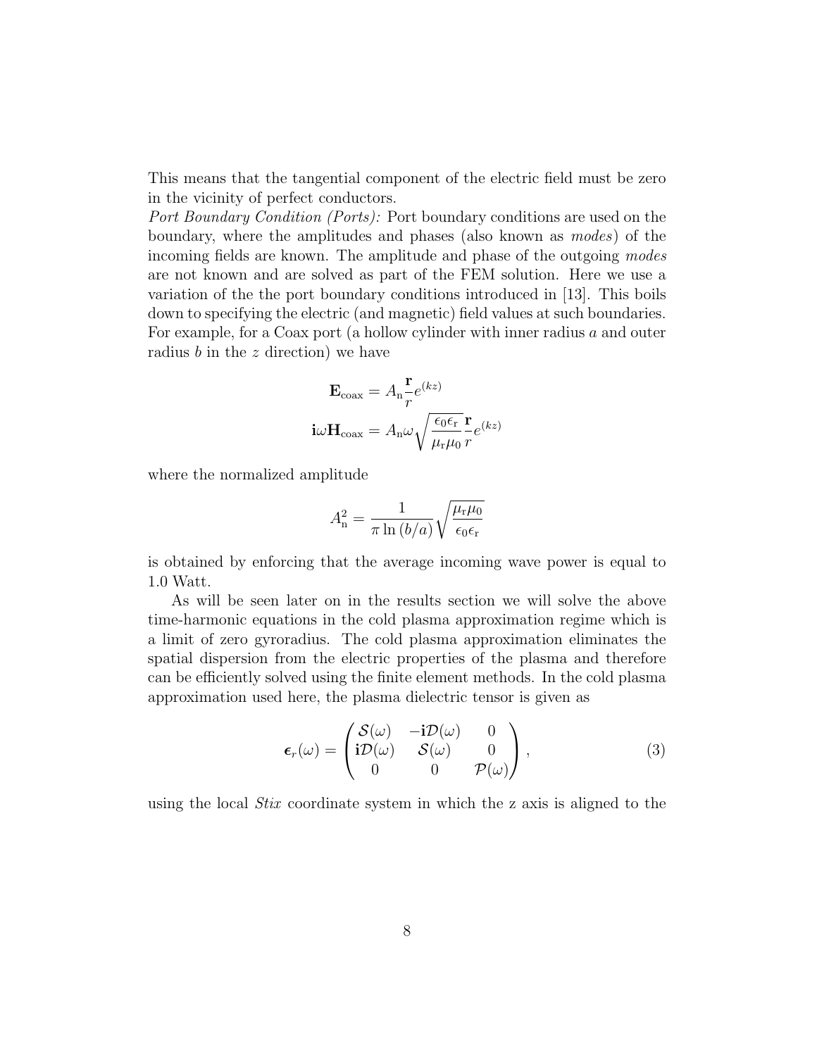This means that the tangential component of the electric field must be zero in the vicinity of perfect conductors.

*Port Boundary Condition (Ports):* Port boundary conditions are used on the boundary, where the amplitudes and phases (also known as *modes*) of the incoming fields are known. The amplitude and phase of the outgoing *modes* are not known and are solved as part of the FEM solution. Here we use a variation of the the port boundary conditions introduced in [13]. This boils down to specifying the electric (and magnetic) field values at such boundaries. For example, for a Coax port (a hollow cylinder with inner radius $a$ and outer radius $b$ in the $z$ direction) we have

$$\mathbf{E}_{\mathrm{coax}} = A_{\mathrm{n}} \frac{\mathbf{r}}{r} e^{(kz)}$$

$$\mathbf{i}\omega \mathbf{H}_{\mathrm{coax}} = A_{\mathrm{n}} \omega \sqrt{\frac{\epsilon_0 \epsilon_{\mathrm{r}}}{\mu_{\mathrm{r}} \mu_0}} \frac{\mathbf{r}}{r} e^{(kz)}$$

where the normalized amplitude

$$A_{\mathrm{n}}^2 = \frac{1}{\pi \ln (b/a)} \sqrt{\frac{\mu_{\mathrm{r}} \mu_0}{\epsilon_0 \epsilon_{\mathrm{r}}}}$$

is obtained by enforcing that the average incoming wave power is equal to 1.0 Watt.

As will be seen later on in the results section we will solve the above time-harmonic equations in the cold plasma approximation regime which is a limit of zero gyroradius. The cold plasma approximation eliminates the spatial dispersion from the electric properties of the plasma and therefore can be efficiently solved using the finite element methods. In the cold plasma approximation used here, the plasma dielectric tensor is given as

$$\boldsymbol{\epsilon}_r(\omega) = \begin{pmatrix} \mathcal{S}(\omega) & -\mathbf{i}\mathcal{D}(\omega) & 0 \\ \mathbf{i}\mathcal{D}(\omega) & \mathcal{S}(\omega) & 0 \\ 0 & 0 & \mathcal{P}(\omega) \end{pmatrix}, \tag{3}$$

using the local *Stix* coordinate system in which the z axis is aligned to the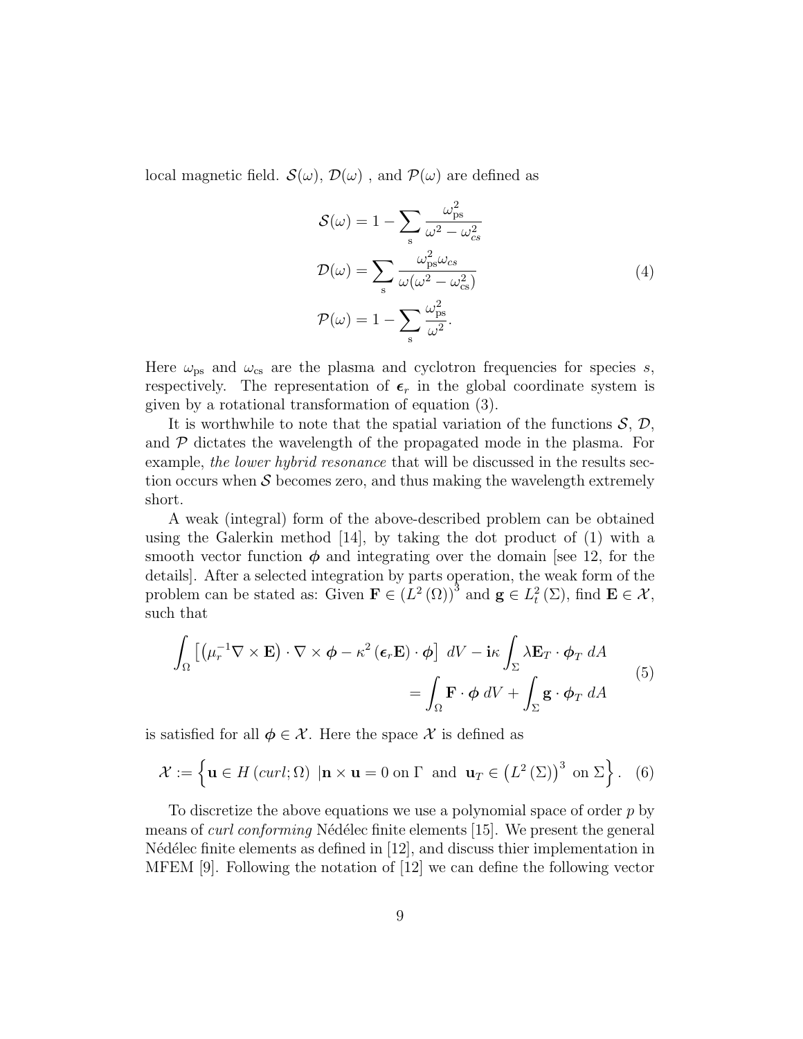local magnetic field. $\mathcal{S}(\omega)$, $\mathcal{D}(\omega)$ , and $\mathcal{P}(\omega)$ are defined as

$$
\begin{aligned}
\mathcal{S}(\omega) &= 1 - \sum_{\mathrm{s}} \frac{\omega_{\mathrm{ps}}^2}{\omega^2 - \omega_{cs}^2} \\
\mathcal{D}(\omega) &= \sum_{\mathrm{s}} \frac{\omega_{\mathrm{ps}}^2 \omega_{cs}}{\omega(\omega^2 - \omega_{\mathrm{cs}}^2)} \\
\mathcal{P}(\omega) &= 1 - \sum_{\mathrm{s}} \frac{\omega_{\mathrm{ps}}^2}{\omega^2}.
\end{aligned}
\tag{4}
$$

Here $\omega_{\mathrm{ps}}$ and $\omega_{\mathrm{cs}}$ are the plasma and cyclotron frequencies for species $s$, respectively. The representation of $\boldsymbol{\epsilon}_r$ in the global coordinate system is given by a rotational transformation of equation (3).

It is worthwhile to note that the spatial variation of the functions $\mathcal{S}$, $\mathcal{D}$, and $\mathcal{P}$ dictates the wavelength of the propagated mode in the plasma. For example, *the lower hybrid resonance* that will be discussed in the results section occurs when $\mathcal{S}$ becomes zero, and thus making the wavelength extremely short.

A weak (integral) form of the above-described problem can be obtained using the Galerkin method [14], by taking the dot product of (1) with a smooth vector function $\boldsymbol{\phi}$ and integrating over the domain [see 12, for the details]. After a selected integration by parts operation, the weak form of the problem can be stated as: Given $\mathbf{F} \in \left(L^2(\Omega)\right)^3$ and $\mathbf{g} \in L_t^2(\Sigma)$, find $\mathbf{E} \in \mathcal{X}$, such that

$$
\begin{aligned}
\int_{\Omega} \left[ \left(\mu_r^{-1} \nabla \times \mathbf{E}\right) \cdot \nabla \times \boldsymbol{\phi} - \kappa^2 \left(\boldsymbol{\epsilon}_r \mathbf{E}\right) \cdot \boldsymbol{\phi} \right] \, dV - \mathbf{i}\kappa \int_{\Sigma} \lambda \mathbf{E}_T \cdot \boldsymbol{\phi}_T \, dA \\
= \int_{\Omega} \mathbf{F} \cdot \boldsymbol{\phi} \, dV + \int_{\Sigma} \mathbf{g} \cdot \boldsymbol{\phi}_T \, dA
\end{aligned}
\tag{5}
$$

is satisfied for all $\boldsymbol{\phi} \in \mathcal{X}$. Here the space $\mathcal{X}$ is defined as

$$
\mathcal{X} := \left\{ \mathbf{u} \in H\left(curl; \Omega\right) \; | \mathbf{n} \times \mathbf{u} = 0 \text{ on } \Gamma \;\; \text{and} \;\; \mathbf{u}_T \in \left(L^2\left(\Sigma\right)\right)^3 \text{ on } \Sigma \right\}. \tag{6}
$$

To discretize the above equations we use a polynomial space of order $p$ by means of *curl conforming* Nédélec finite elements [15]. We present the general Nédélec finite elements as defined in [12], and discuss thier implementation in MFEM [9]. Following the notation of [12] we can define the following vector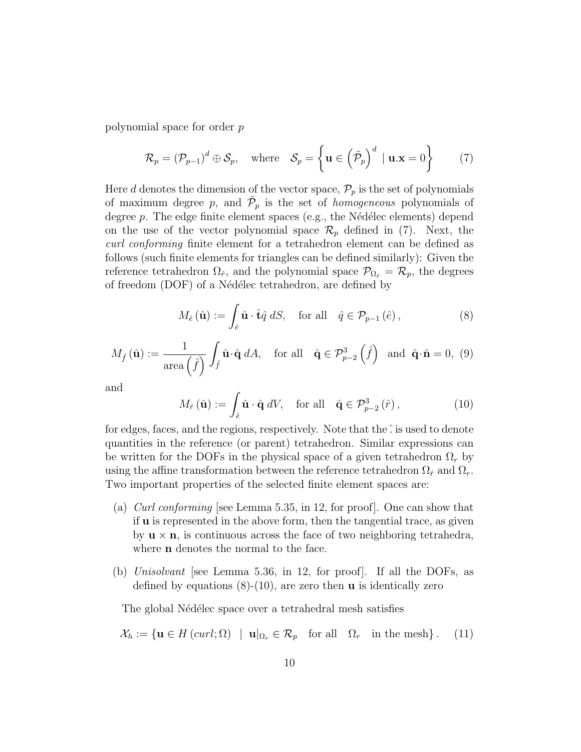polynomial space for order $p$

$$\mathcal{R}_p = \left(\mathcal{P}_{p-1}\right)^d \oplus \mathcal{S}_p, \quad \text{where} \quad \mathcal{S}_p = \left\{ \mathbf{u} \in \left(\tilde{\mathcal{P}}_p\right)^d \mid \mathbf{u}.\mathbf{x} = 0 \right\} \tag{7}$$

Here $d$ denotes the dimension of the vector space, $\mathcal{P}_p$ is the set of polynomials of maximum degree $p$, and $\tilde{\mathcal{P}}_p$ is the set of *homogeneous* polynomials of degree $p$. The edge finite element spaces (e.g., the Nédélec elements) depend on the use of the vector polynomial space $\mathcal{R}_p$ defined in (7). Next, the *curl conforming* finite element for a tetrahedron element can be defined as follows (such finite elements for triangles can be defined similarly): Given the reference tetrahedron $\Omega_{\hat{r}}$, and the polynomial space $\mathcal{P}_{\Omega_{\hat{r}}} = \mathcal{R}_p$, the degrees of freedom (DOF) of a Nédélec tetrahedron, are defined by

$$M_{\hat{e}}\left(\hat{\mathbf{u}}\right) := \int_{\hat{e}} \hat{\mathbf{u}} \cdot \hat{\mathbf{t}} \hat{q} \, dS, \quad \text{for all} \quad \hat{q} \in \mathcal{P}_{p-1}\left(\hat{e}\right), \tag{8}$$

$$M_{\hat{f}}\left(\hat{\mathbf{u}}\right) := \frac{1}{\text{area}\left(\hat{f}\right)} \int_{\hat{f}} \hat{\mathbf{u}} \cdot \hat{\mathbf{q}} \, dA, \quad \text{for all} \quad \hat{\mathbf{q}} \in \mathcal{P}^3_{p-2}\left(\hat{f}\right) \quad \text{and} \quad \hat{\mathbf{q}} \cdot \hat{\mathbf{n}} = 0, \tag{9}$$

and

$$M_{\hat{r}}\left(\hat{\mathbf{u}}\right) := \int_{\hat{e}} \hat{\mathbf{u}} \cdot \hat{\mathbf{q}} \, dV, \quad \text{for all} \quad \hat{\mathbf{q}} \in \mathcal{P}^3_{p-2}\left(\hat{r}\right), \tag{10}$$

for edges, faces, and the regions, respectively. Note that the $\hat{.}$ is used to denote quantities in the reference (or parent) tetrahedron. Similar expressions can be written for the DOFs in the physical space of a given tetrahedron $\Omega_r$ by using the affine transformation between the reference tetrahedron $\Omega_{\hat{r}}$ and $\Omega_r$. Two important properties of the selected finite element spaces are:

(a) *Curl conforming* [see Lemma 5.35, in 12, for proof]. One can show that if $\mathbf{u}$ is represented in the above form, then the tangential trace, as given by $\mathbf{u} \times \mathbf{n}$, is continuous across the face of two neighboring tetrahedra, where $\mathbf{n}$ denotes the normal to the face.

(b) *Unisolvant* [see Lemma 5.36, in 12, for proof]. If all the DOFs, as defined by equations (8)-(10), are zero then $\mathbf{u}$ is identically zero

The global Nédélec space over a tetrahedral mesh satisfies

$$\mathcal{X}_h := \left\{ \mathbf{u} \in H\left(curl; \Omega\right) \mid \mathbf{u}|_{\Omega_r} \in \mathcal{R}_p \quad \text{for all} \quad \Omega_r \quad \text{in the mesh} \right\}. \tag{11}$$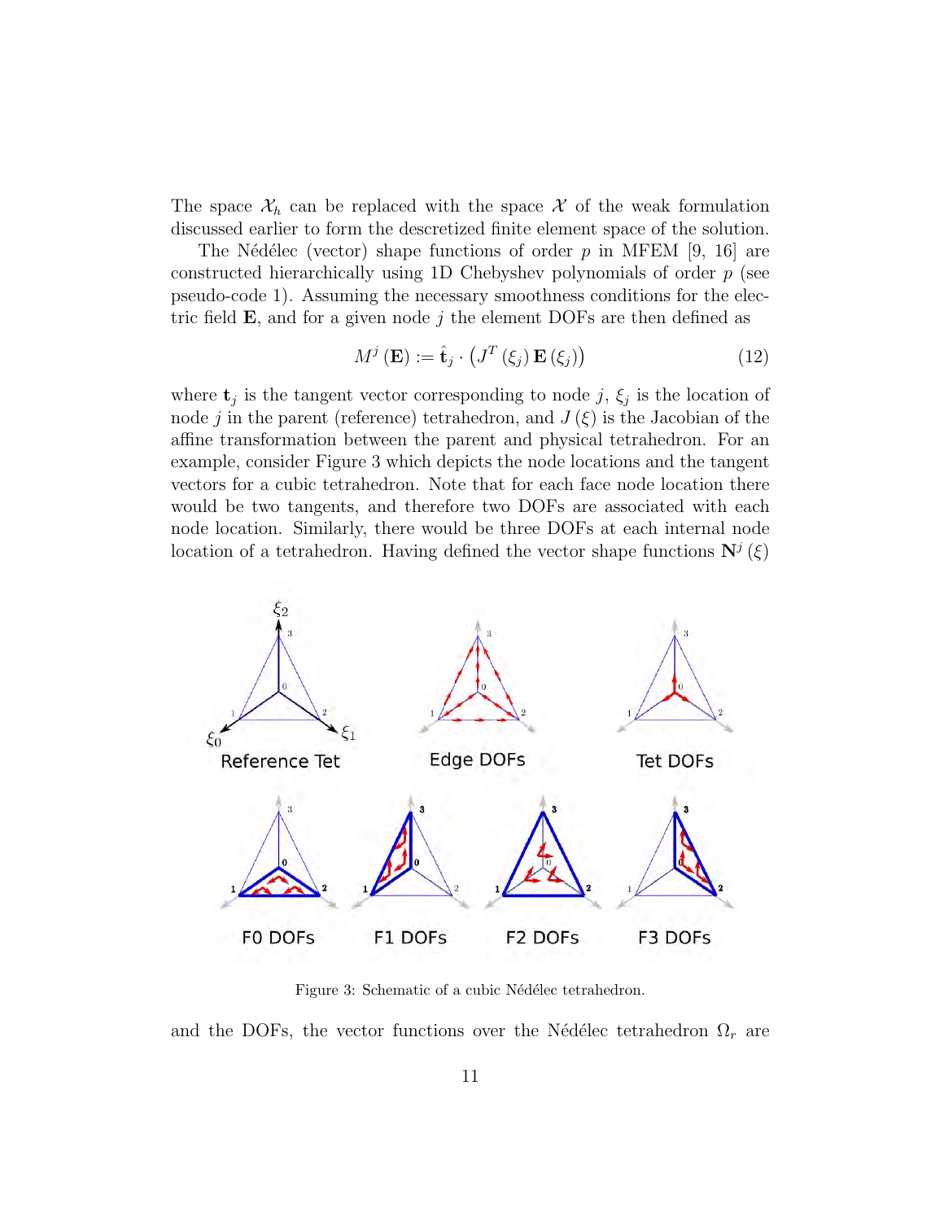The space $\mathcal{X}_h$ can be replaced with the space $\mathcal{X}$ of the weak formulation discussed earlier to form the descretized finite element space of the solution.

The Nédélec (vector) shape functions of order $p$ in MFEM [9, 16] are constructed hierarchically using 1D Chebyshev polynomials of order $p$ (see pseudo-code 1). Assuming the necessary smoothness conditions for the electric field $\mathbf{E}$, and for a given node $j$ the element DOFs are then defined as

$$M^j(\mathbf{E}) := \hat{\mathbf{t}}_j \cdot \left(J^T(\xi_j)\,\mathbf{E}(\xi_j)\right) \tag{12}$$

where $\mathbf{t}_j$ is the tangent vector corresponding to node $j$, $\xi_j$ is the location of node $j$ in the parent (reference) tetrahedron, and $J(\xi)$ is the Jacobian of the affine transformation between the parent and physical tetrahedron. For an example, consider Figure 3 which depicts the node locations and the tangent vectors for a cubic tetrahedron. Note that for each face node location there would be two tangents, and therefore two DOFs are associated with each node location. Similarly, there would be three DOFs at each internal node location of a tetrahedron. Having defined the vector shape functions $\mathbf{N}^j(\xi)$

Figure 3: Schematic of a cubic Nédélec tetrahedron.

and the DOFs, the vector functions over the Nédélec tetrahedron $\Omega_r$ are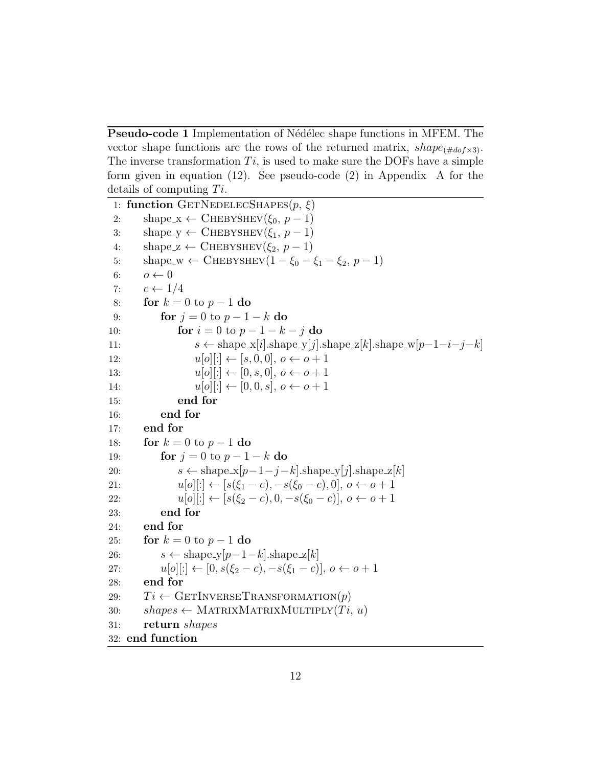**Pseudo-code 1** Implementation of Nédélec shape functions in MFEM. The vector shape functions are the rows of the returned matrix, $shape_{(\#dof \times 3)}$. The inverse transformation $Ti$, is used to make sure the DOFs have a simple form given in equation (12). See pseudo-code (2) in Appendix A for the details of computing $Ti$.

```
 1: function GetNedelecShapes(p, ξ)
 2:     shape_x ← Chebyshev(ξ_0, p − 1)
 3:     shape_y ← Chebyshev(ξ_1, p − 1)
 4:     shape_z ← Chebyshev(ξ_2, p − 1)
 5:     shape_w ← Chebyshev(1 − ξ_0 − ξ_1 − ξ_2, p − 1)
 6:     o ← 0
 7:     c ← 1/4
 8:     for k = 0 to p − 1 do
 9:         for j = 0 to p − 1 − k do
10:             for i = 0 to p − 1 − k − j do
11:                 s ← shape_x[i].shape_y[j].shape_z[k].shape_w[p−1−i−j−k]
12:                 u[o][:] ← [s, 0, 0], o ← o + 1
13:                 u[o][:] ← [0, s, 0], o ← o + 1
14:                 u[o][:] ← [0, 0, s], o ← o + 1
15:             end for
16:         end for
17:     end for
18:     for k = 0 to p − 1 do
19:         for j = 0 to p − 1 − k do
20:             s ← shape_x[p−1−j−k].shape_y[j].shape_z[k]
21:             u[o][:] ← [s(ξ_1 − c), −s(ξ_0 − c), 0], o ← o + 1
22:             u[o][:] ← [s(ξ_2 − c), 0, −s(ξ_0 − c)], o ← o + 1
23:         end for
24:     end for
25:     for k = 0 to p − 1 do
26:         s ← shape_y[p−1−k].shape_z[k]
27:         u[o][:] ← [0, s(ξ_2 − c), −s(ξ_1 − c)], o ← o + 1
28:     end for
29:     Ti ← GetInverseTransformation(p)
30:     shapes ← MatrixMatrixMultiply(Ti, u)
31:     return shapes
32: end function
```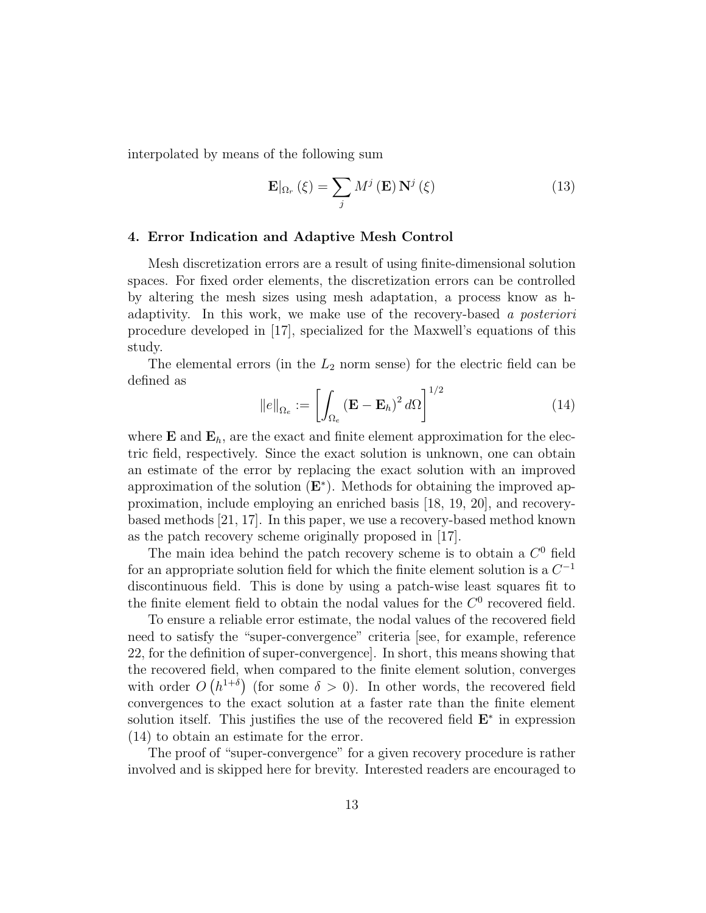interpolated by means of the following sum

$$\mathbf{E}|_{\Omega_r}(\xi) = \sum_j M^j(\mathbf{E})\,\mathbf{N}^j(\xi) \tag{13}$$

### 4. Error Indication and Adaptive Mesh Control

Mesh discretization errors are a result of using finite-dimensional solution spaces. For fixed order elements, the discretization errors can be controlled by altering the mesh sizes using mesh adaptation, a process know as h-adaptivity. In this work, we make use of the recovery-based *a posteriori* procedure developed in [17], specialized for the Maxwell's equations of this study.

The elemental errors (in the $L_2$ norm sense) for the electric field can be defined as

$$\|e\|_{\Omega_e} := \left[\int_{\Omega_e} (\mathbf{E} - \mathbf{E}_h)^2\, d\Omega\right]^{1/2} \tag{14}$$

where $\mathbf{E}$ and $\mathbf{E}_h$, are the exact and finite element approximation for the electric field, respectively. Since the exact solution is unknown, one can obtain an estimate of the error by replacing the exact solution with an improved approximation of the solution ($\mathbf{E}^*$). Methods for obtaining the improved approximation, include employing an enriched basis [18, 19, 20], and recovery-based methods [21, 17]. In this paper, we use a recovery-based method known as the patch recovery scheme originally proposed in [17].

The main idea behind the patch recovery scheme is to obtain a $C^0$ field for an appropriate solution field for which the finite element solution is a $C^{-1}$ discontinuous field. This is done by using a patch-wise least squares fit to the finite element field to obtain the nodal values for the $C^0$ recovered field.

To ensure a reliable error estimate, the nodal values of the recovered field need to satisfy the "super-convergence" criteria [see, for example, reference 22, for the definition of super-convergence]. In short, this means showing that the recovered field, when compared to the finite element solution, converges with order $O\left(h^{1+\delta}\right)$ (for some $\delta > 0$). In other words, the recovered field convergences to the exact solution at a faster rate than the finite element solution itself. This justifies the use of the recovered field $\mathbf{E}^*$ in expression (14) to obtain an estimate for the error.

The proof of "super-convergence" for a given recovery procedure is rather involved and is skipped here for brevity. Interested readers are encouraged to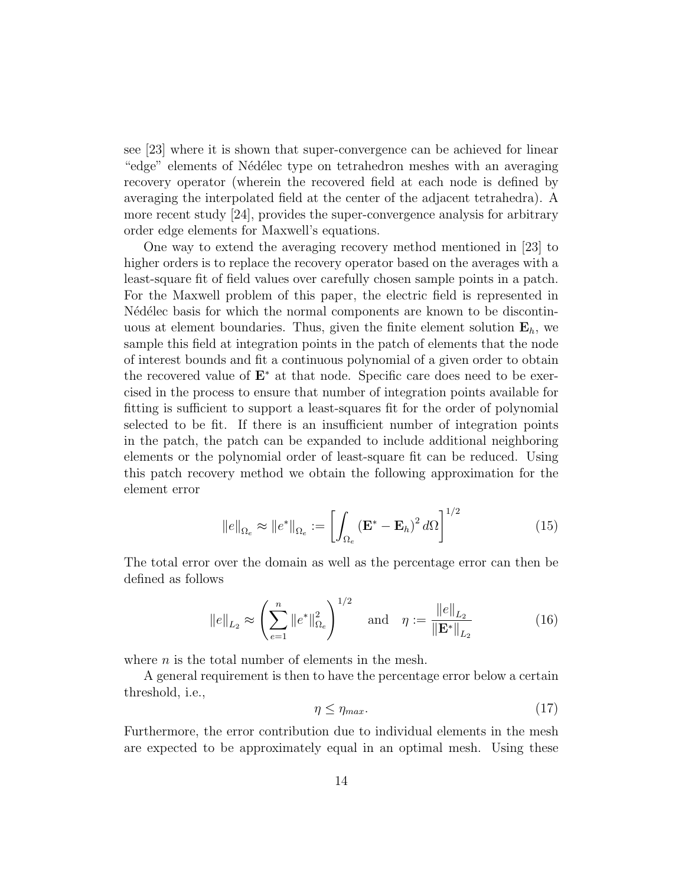see [23] where it is shown that super-convergence can be achieved for linear "edge" elements of Nédélec type on tetrahedron meshes with an averaging recovery operator (wherein the recovered field at each node is defined by averaging the interpolated field at the center of the adjacent tetrahedra). A more recent study [24], provides the super-convergence analysis for arbitrary order edge elements for Maxwell's equations.

One way to extend the averaging recovery method mentioned in [23] to higher orders is to replace the recovery operator based on the averages with a least-square fit of field values over carefully chosen sample points in a patch. For the Maxwell problem of this paper, the electric field is represented in Nédélec basis for which the normal components are known to be discontinuous at element boundaries. Thus, given the finite element solution $\mathbf{E}_h$, we sample this field at integration points in the patch of elements that the node of interest bounds and fit a continuous polynomial of a given order to obtain the recovered value of $\mathbf{E}^*$ at that node. Specific care does need to be exercised in the process to ensure that number of integration points available for fitting is sufficient to support a least-squares fit for the order of polynomial selected to be fit. If there is an insufficient number of integration points in the patch, the patch can be expanded to include additional neighboring elements or the polynomial order of least-square fit can be reduced. Using this patch recovery method we obtain the following approximation for the element error

$$\|e\|_{\Omega_e} \approx \|e^*\|_{\Omega_e} := \left[ \int_{\Omega_e} (\mathbf{E}^* - \mathbf{E}_h)^2 \, d\Omega \right]^{1/2} \tag{15}$$

The total error over the domain as well as the percentage error can then be defined as follows

$$\|e\|_{L_2} \approx \left( \sum_{e=1}^{n} \|e^*\|_{\Omega_e}^2 \right)^{1/2} \quad \text{and} \quad \eta := \frac{\|e\|_{L_2}}{\|\mathbf{E}^*\|_{L_2}} \tag{16}$$

where $n$ is the total number of elements in the mesh.

A general requirement is then to have the percentage error below a certain threshold, i.e.,

$$\eta \leq \eta_{max}. \tag{17}$$

Furthermore, the error contribution due to individual elements in the mesh are expected to be approximately equal in an optimal mesh. Using these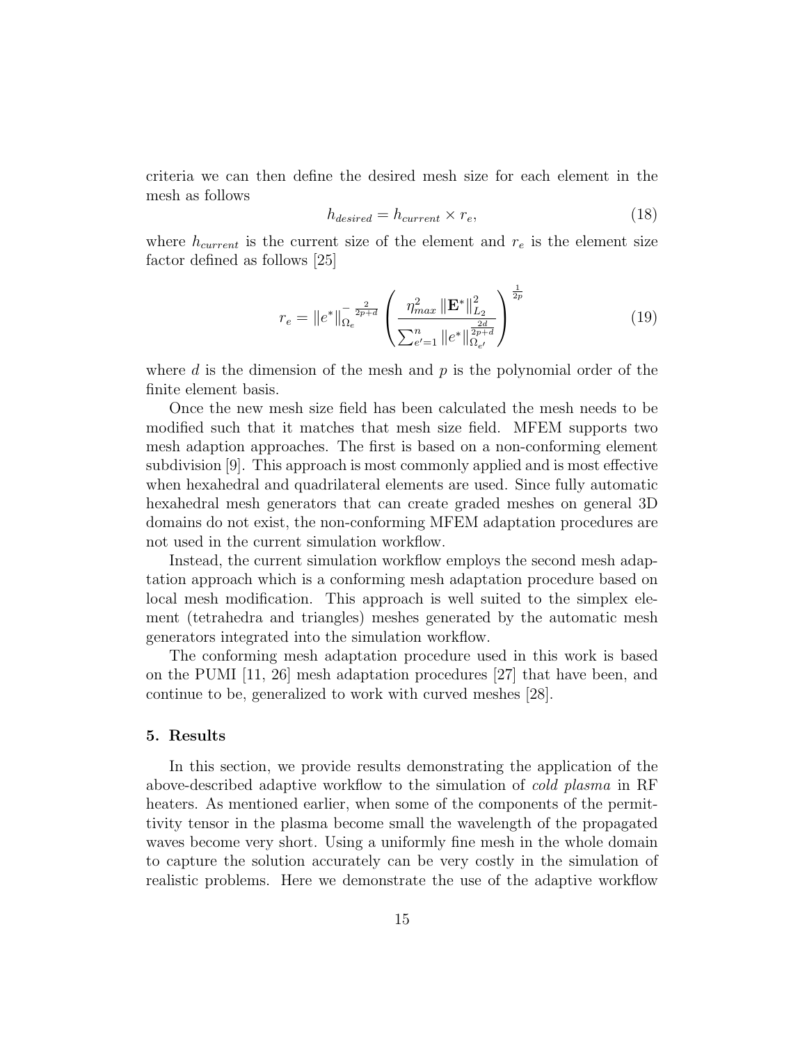criteria we can then define the desired mesh size for each element in the mesh as follows

$$h_{desired} = h_{current} \times r_e, \tag{18}$$

where $h_{current}$ is the current size of the element and $r_e$ is the element size factor defined as follows [25]

$$r_e = \|e^*\|_{\Omega_e}^{-\frac{2}{2p+d}} \left( \frac{\eta_{max}^2 \|\mathbf{E}^*\|_{L_2}^2}{\sum_{e'=1}^{n} \|e^*\|_{\Omega_{e'}}^{\frac{2d}{2p+d}}} \right)^{\frac{1}{2p}} \tag{19}$$

where $d$ is the dimension of the mesh and $p$ is the polynomial order of the finite element basis.

Once the new mesh size field has been calculated the mesh needs to be modified such that it matches that mesh size field. MFEM supports two mesh adaption approaches. The first is based on a non-conforming element subdivision [9]. This approach is most commonly applied and is most effective when hexahedral and quadrilateral elements are used. Since fully automatic hexahedral mesh generators that can create graded meshes on general 3D domains do not exist, the non-conforming MFEM adaptation procedures are not used in the current simulation workflow.

Instead, the current simulation workflow employs the second mesh adaptation approach which is a conforming mesh adaptation procedure based on local mesh modification. This approach is well suited to the simplex element (tetrahedra and triangles) meshes generated by the automatic mesh generators integrated into the simulation workflow.

The conforming mesh adaptation procedure used in this work is based on the PUMI [11, 26] mesh adaptation procedures [27] that have been, and continue to be, generalized to work with curved meshes [28].

## 5. Results

In this section, we provide results demonstrating the application of the above-described adaptive workflow to the simulation of *cold plasma* in RF heaters. As mentioned earlier, when some of the components of the permittivity tensor in the plasma become small the wavelength of the propagated waves become very short. Using a uniformly fine mesh in the whole domain to capture the solution accurately can be very costly in the simulation of realistic problems. Here we demonstrate the use of the adaptive workflow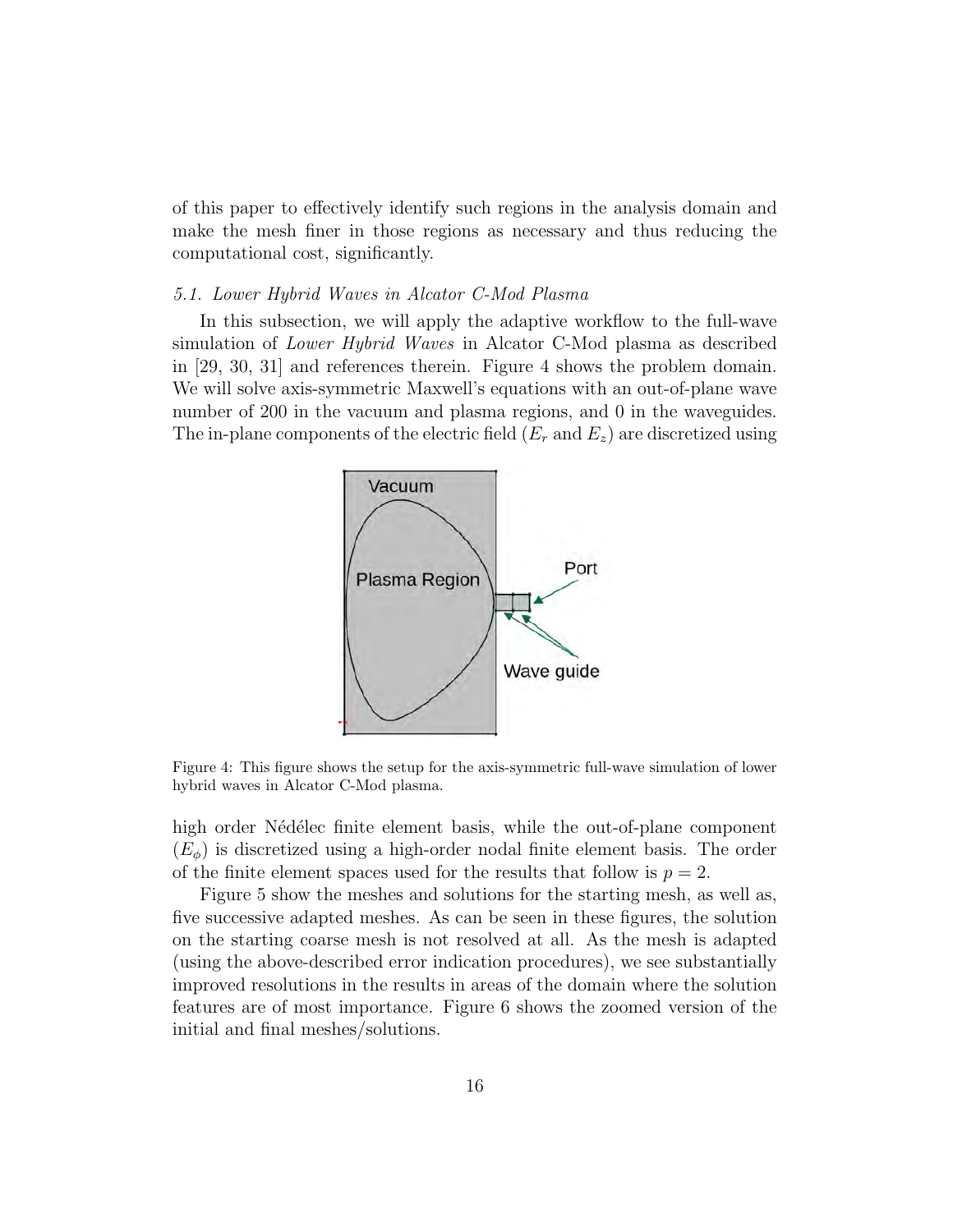of this paper to effectively identify such regions in the analysis domain and make the mesh finer in those regions as necessary and thus reducing the computational cost, significantly.

### 5.1. Lower Hybrid Waves in Alcator C-Mod Plasma

In this subsection, we will apply the adaptive workflow to the full-wave simulation of *Lower Hybrid Waves* in Alcator C-Mod plasma as described in [29, 30, 31] and references therein. Figure 4 shows the problem domain. We will solve axis-symmetric Maxwell's equations with an out-of-plane wave number of 200 in the vacuum and plasma regions, and 0 in the waveguides. The in-plane components of the electric field ($E_r$ and $E_z$) are discretized using high order Nédélec finite element basis, while the out-of-plane component ($E_\phi$) is discretized using a high-order nodal finite element basis. The order of the finite element spaces used for the results that follow is $p = 2$.

Figure 4: This figure shows the setup for the axis-symmetric full-wave simulation of lower hybrid waves in Alcator C-Mod plasma.

Figure 5 show the meshes and solutions for the starting mesh, as well as, five successive adapted meshes. As can be seen in these figures, the solution on the starting coarse mesh is not resolved at all. As the mesh is adapted (using the above-described error indication procedures), we see substantially improved resolutions in the results in areas of the domain where the solution features are of most importance. Figure 6 shows the zoomed version of the initial and final meshes/solutions.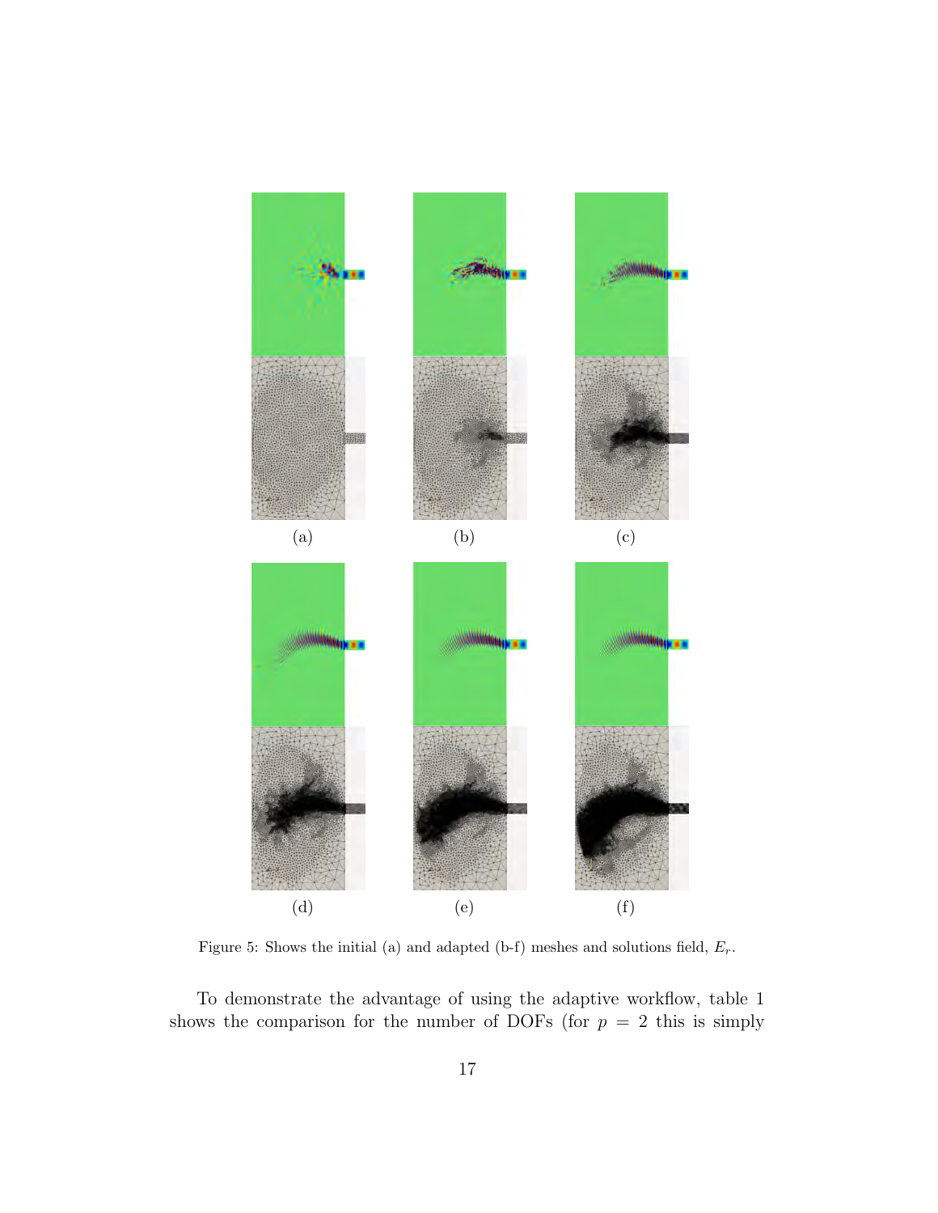(a) (b) (c)

(d) (e) (f)

Figure 5: Shows the initial (a) and adapted (b-f) meshes and solutions field, $E_r$.

To demonstrate the advantage of using the adaptive workflow, table 1 shows the comparison for the number of DOFs (for $p = 2$ this is simply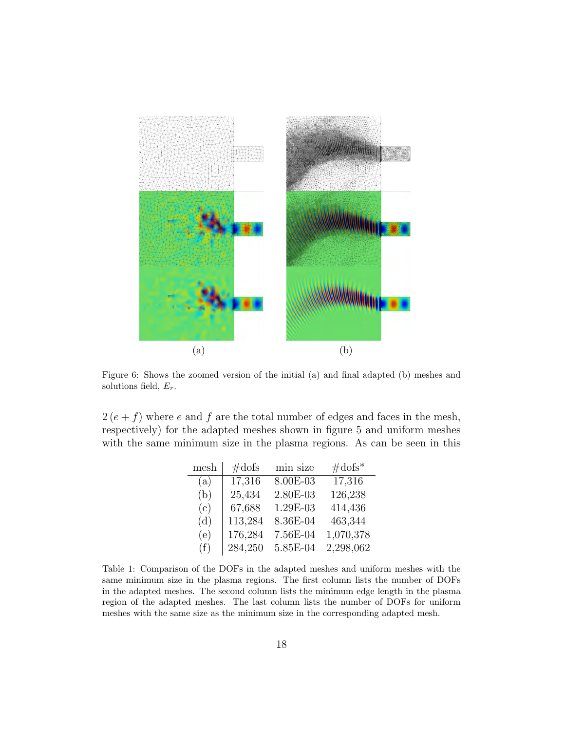Figure 6: Shows the zoomed version of the initial (a) and final adapted (b) meshes and solutions field, $E_r$.

$2\,(e+f)$ where $e$ and $f$ are the total number of edges and faces in the mesh, respectively) for the adapted meshes shown in figure 5 and uniform meshes with the same minimum size in the plasma regions. As can be seen in this

| mesh | #dofs | min size | #dofs* |
|---|---|---|---|
| (a) | 17,316 | 8.00E-03 | 17,316 |
| (b) | 25,434 | 2.80E-03 | 126,238 |
| (c) | 67,688 | 1.29E-03 | 414,436 |
| (d) | 113,284 | 8.36E-04 | 463,344 |
| (e) | 176,284 | 7.56E-04 | 1,070,378 |
| (f) | 284,250 | 5.85E-04 | 2,298,062 |

Table 1: Comparison of the DOFs in the adapted meshes and uniform meshes with the same minimum size in the plasma regions. The first column lists the number of DOFs in the adapted meshes. The second column lists the minimum edge length in the plasma region of the adapted meshes. The last column lists the number of DOFs for uniform meshes with the same size as the minimum size in the corresponding adapted mesh.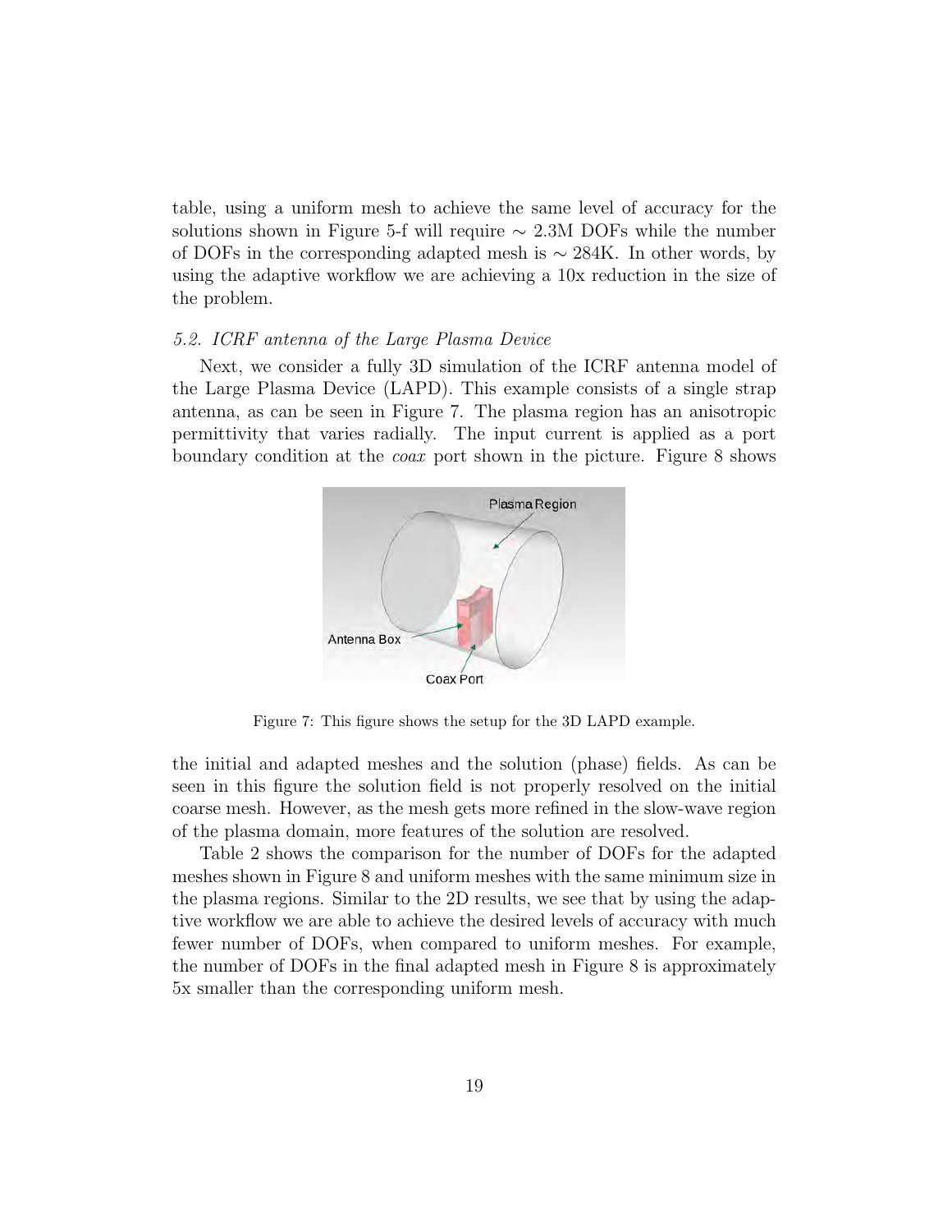table, using a uniform mesh to achieve the same level of accuracy for the solutions shown in Figure 5-f will require $\sim$ 2.3M DOFs while the number of DOFs in the corresponding adapted mesh is $\sim$ 284K. In other words, by using the adaptive workflow we are achieving a 10x reduction in the size of the problem.

### *5.2. ICRF antenna of the Large Plasma Device*

Next, we consider a fully 3D simulation of the ICRF antenna model of the Large Plasma Device (LAPD). This example consists of a single strap antenna, as can be seen in Figure 7. The plasma region has an anisotropic permittivity that varies radially. The input current is applied as a port boundary condition at the *coax* port shown in the picture. Figure 8 shows the initial and adapted meshes and the solution (phase) fields. As can be seen in this figure the solution field is not properly resolved on the initial coarse mesh. However, as the mesh gets more refined in the slow-wave region of the plasma domain, more features of the solution are resolved.

Figure 7: This figure shows the setup for the 3D LAPD example.

Table 2 shows the comparison for the number of DOFs for the adapted meshes shown in Figure 8 and uniform meshes with the same minimum size in the plasma regions. Similar to the 2D results, we see that by using the adaptive workflow we are able to achieve the desired levels of accuracy with much fewer number of DOFs, when compared to uniform meshes. For example, the number of DOFs in the final adapted mesh in Figure 8 is approximately 5x smaller than the corresponding uniform mesh.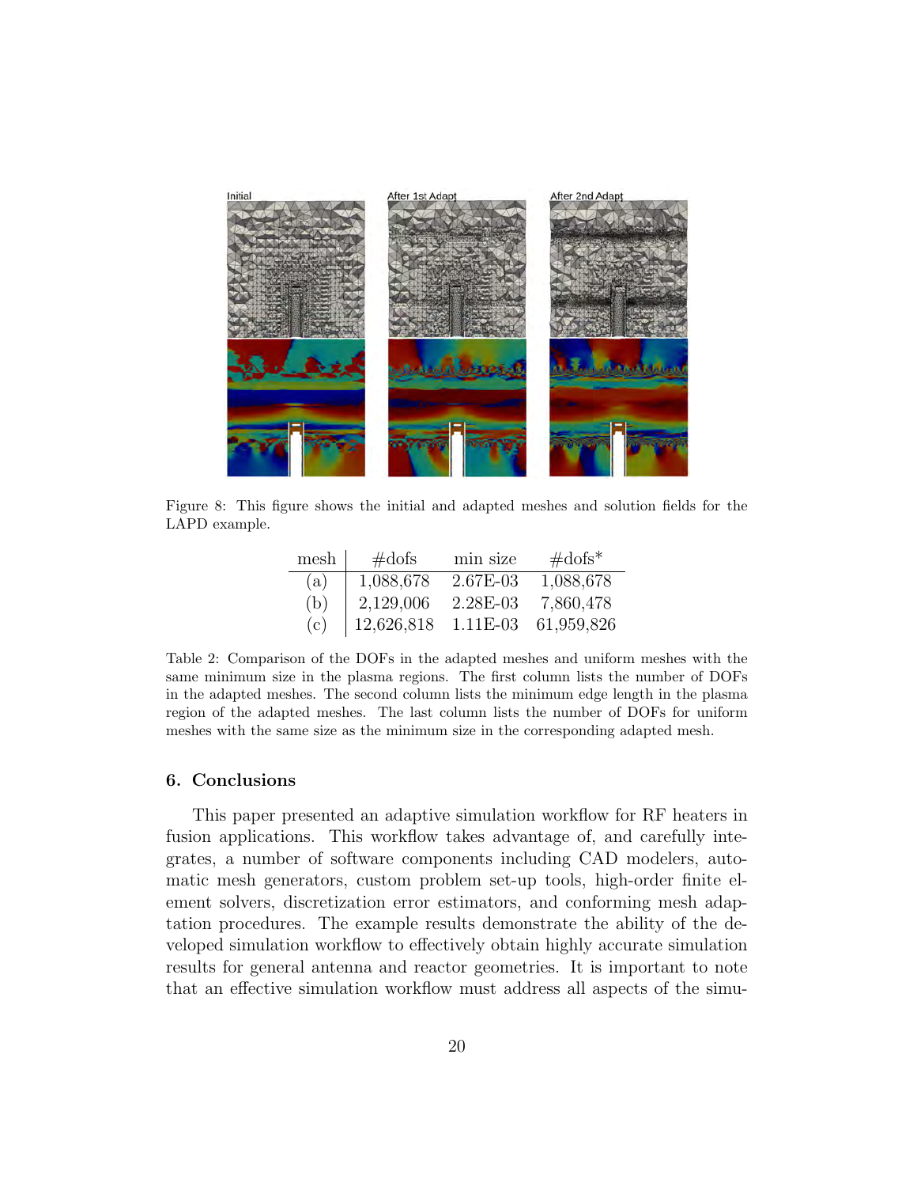Figure 8: This figure shows the initial and adapted meshes and solution fields for the LAPD example.

| mesh | #dofs | min size | #dofs* |
|---|---|---|---|
| (a) | 1,088,678 | 2.67E-03 | 1,088,678 |
| (b) | 2,129,006 | 2.28E-03 | 7,860,478 |
| (c) | 12,626,818 | 1.11E-03 | 61,959,826 |

Table 2: Comparison of the DOFs in the adapted meshes and uniform meshes with the same minimum size in the plasma regions. The first column lists the number of DOFs in the adapted meshes. The second column lists the minimum edge length in the plasma region of the adapted meshes. The last column lists the number of DOFs for uniform meshes with the same size as the minimum size in the corresponding adapted mesh.

## 6. Conclusions

This paper presented an adaptive simulation workflow for RF heaters in fusion applications. This workflow takes advantage of, and carefully integrates, a number of software components including CAD modelers, automatic mesh generators, custom problem set-up tools, high-order finite element solvers, discretization error estimators, and conforming mesh adaptation procedures. The example results demonstrate the ability of the developed simulation workflow to effectively obtain highly accurate simulation results for general antenna and reactor geometries. It is important to note that an effective simulation workflow must address all aspects of the simu-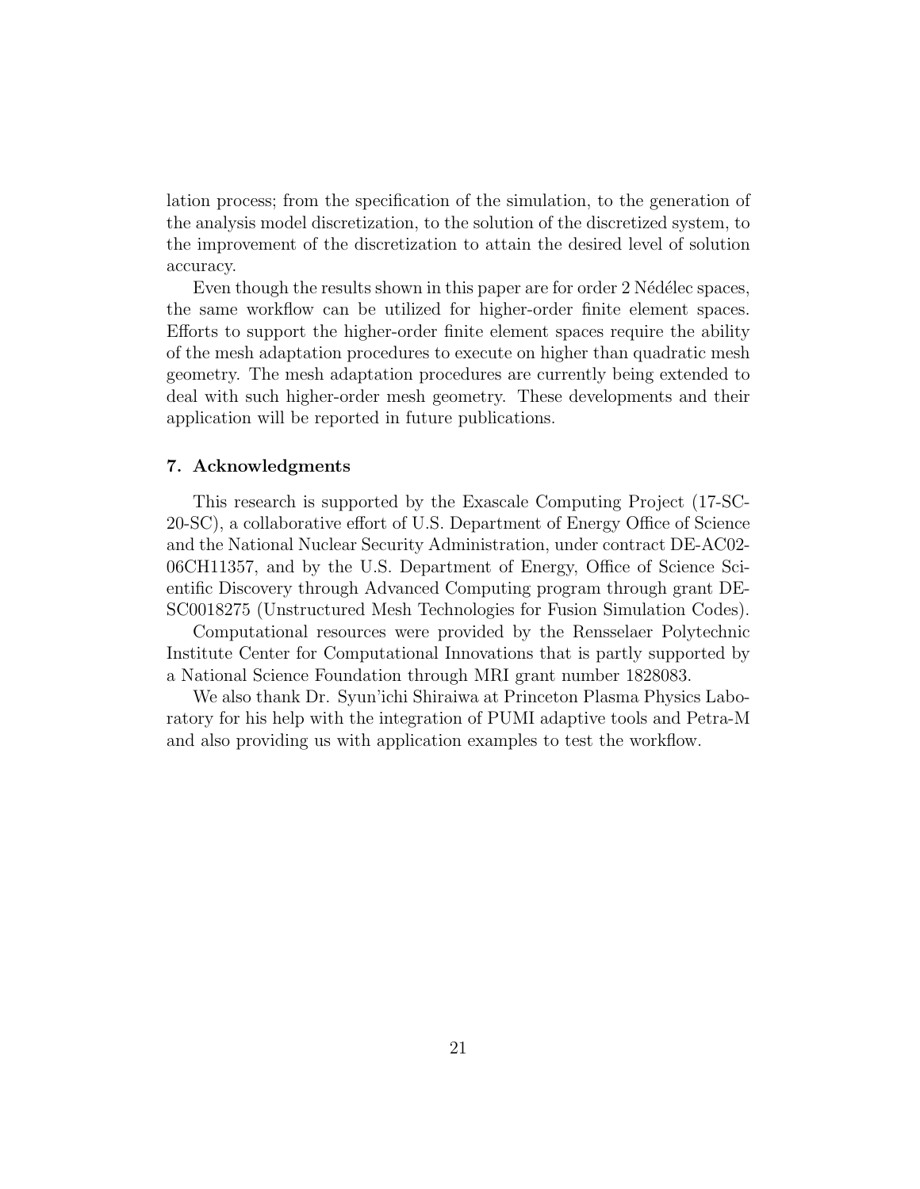lation process; from the specification of the simulation, to the generation of the analysis model discretization, to the solution of the discretized system, to the improvement of the discretization to attain the desired level of solution accuracy.

Even though the results shown in this paper are for order 2 Nédélec spaces, the same workflow can be utilized for higher-order finite element spaces. Efforts to support the higher-order finite element spaces require the ability of the mesh adaptation procedures to execute on higher than quadratic mesh geometry. The mesh adaptation procedures are currently being extended to deal with such higher-order mesh geometry. These developments and their application will be reported in future publications.

## 7. Acknowledgments

This research is supported by the Exascale Computing Project (17-SC-20-SC), a collaborative effort of U.S. Department of Energy Office of Science and the National Nuclear Security Administration, under contract DE-AC02-06CH11357, and by the U.S. Department of Energy, Office of Science Scientific Discovery through Advanced Computing program through grant DE-SC0018275 (Unstructured Mesh Technologies for Fusion Simulation Codes).

Computational resources were provided by the Rensselaer Polytechnic Institute Center for Computational Innovations that is partly supported by a National Science Foundation through MRI grant number 1828083.

We also thank Dr. Syun'ichi Shiraiwa at Princeton Plasma Physics Laboratory for his help with the integration of PUMI adaptive tools and Petra-M and also providing us with application examples to test the workflow.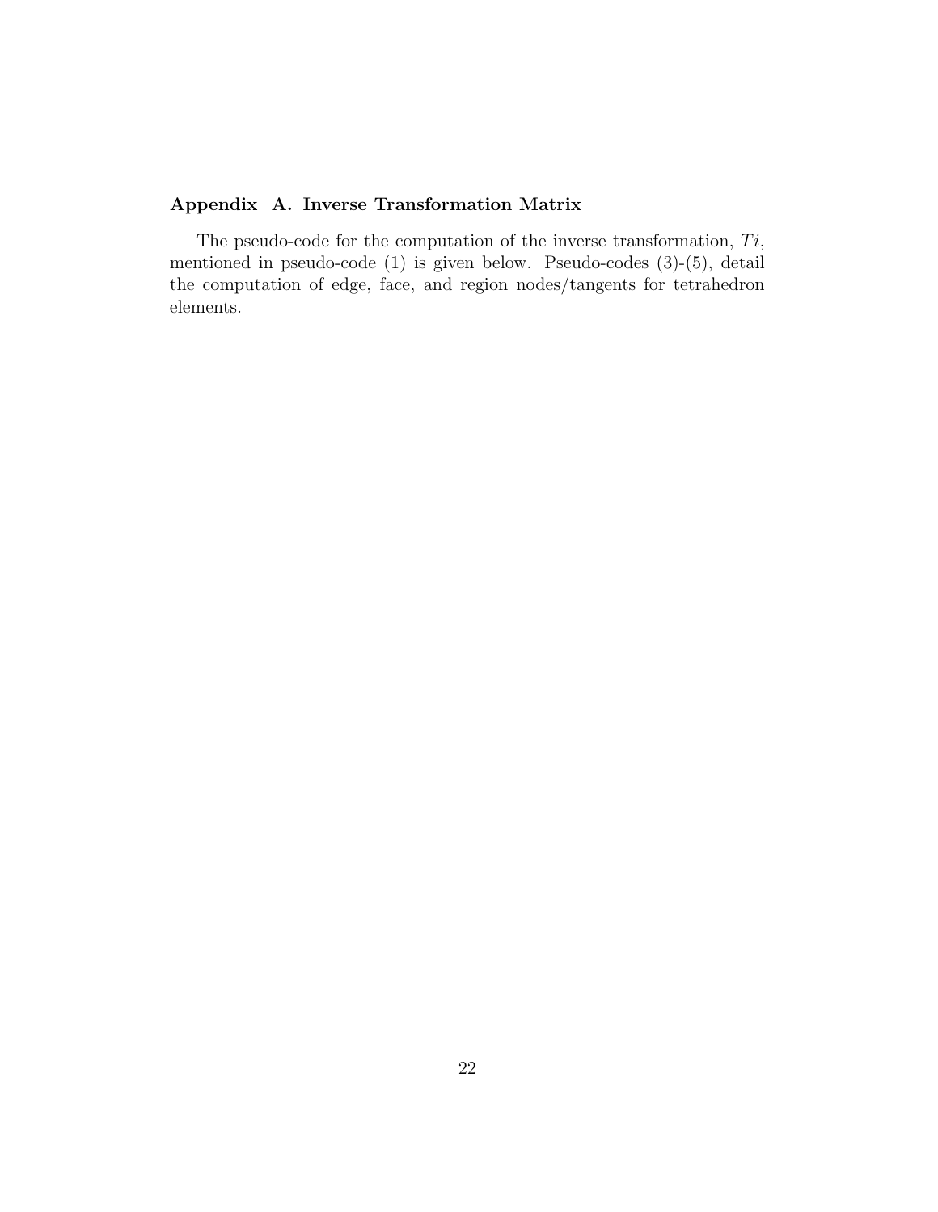## Appendix A. Inverse Transformation Matrix

The pseudo-code for the computation of the inverse transformation, $Ti$, mentioned in pseudo-code (1) is given below. Pseudo-codes (3)-(5), detail the computation of edge, face, and region nodes/tangents for tetrahedron elements.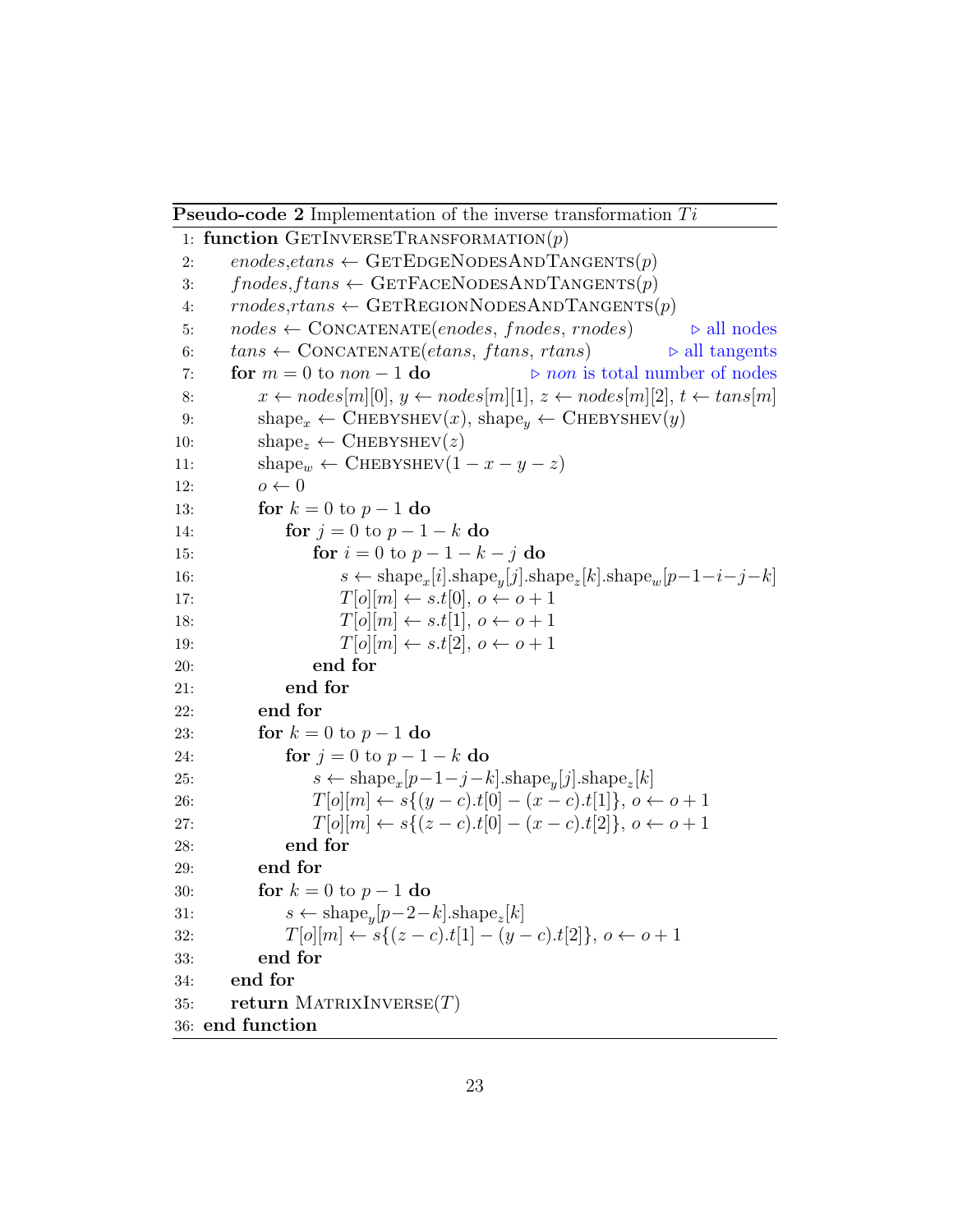**Pseudo-code 2** Implementation of the inverse transformation $Ti$

```
 1: function GetInverseTransformation(p)
 2:     enodes,etans ← GetEdgeNodesAndTangents(p)
 3:     fnodes,ftans ← GetFaceNodesAndTangents(p)
 4:     rnodes,rtans ← GetRegionNodesAndTangents(p)
 5:     nodes ← Concatenate(enodes, fnodes, rnodes)          ▷ all nodes
 6:     tans ← Concatenate(etans, ftans, rtans)              ▷ all tangents
 7:     for m = 0 to non − 1 do                              ▷ non is total number of nodes
 8:         x ← nodes[m][0], y ← nodes[m][1], z ← nodes[m][2], t ← tans[m]
 9:         shape_x ← Chebyshev(x), shape_y ← Chebyshev(y)
10:         shape_z ← Chebyshev(z)
11:         shape_w ← Chebyshev(1 − x − y − z)
12:         o ← 0
13:         for k = 0 to p − 1 do
14:             for j = 0 to p − 1 − k do
15:                 for i = 0 to p − 1 − k − j do
16:                     s ← shape_x[i].shape_y[j].shape_z[k].shape_w[p−1−i−j−k]
17:                     T[o][m] ← s.t[0], o ← o + 1
18:                     T[o][m] ← s.t[1], o ← o + 1
19:                     T[o][m] ← s.t[2], o ← o + 1
20:                 end for
21:             end for
22:         end for
23:         for k = 0 to p − 1 do
24:             for j = 0 to p − 1 − k do
25:                 s ← shape_x[p−1−j−k].shape_y[j].shape_z[k]
26:                 T[o][m] ← s{(y − c).t[0] − (x − c).t[1]}, o ← o + 1
27:                 T[o][m] ← s{(z − c).t[0] − (x − c).t[2]}, o ← o + 1
28:             end for
29:         end for
30:         for k = 0 to p − 1 do
31:             s ← shape_y[p−2−k].shape_z[k]
32:             T[o][m] ← s{(z − c).t[1] − (y − c).t[2]}, o ← o + 1
33:         end for
34:     end for
35:     return MatrixInverse(T)
36: end function
```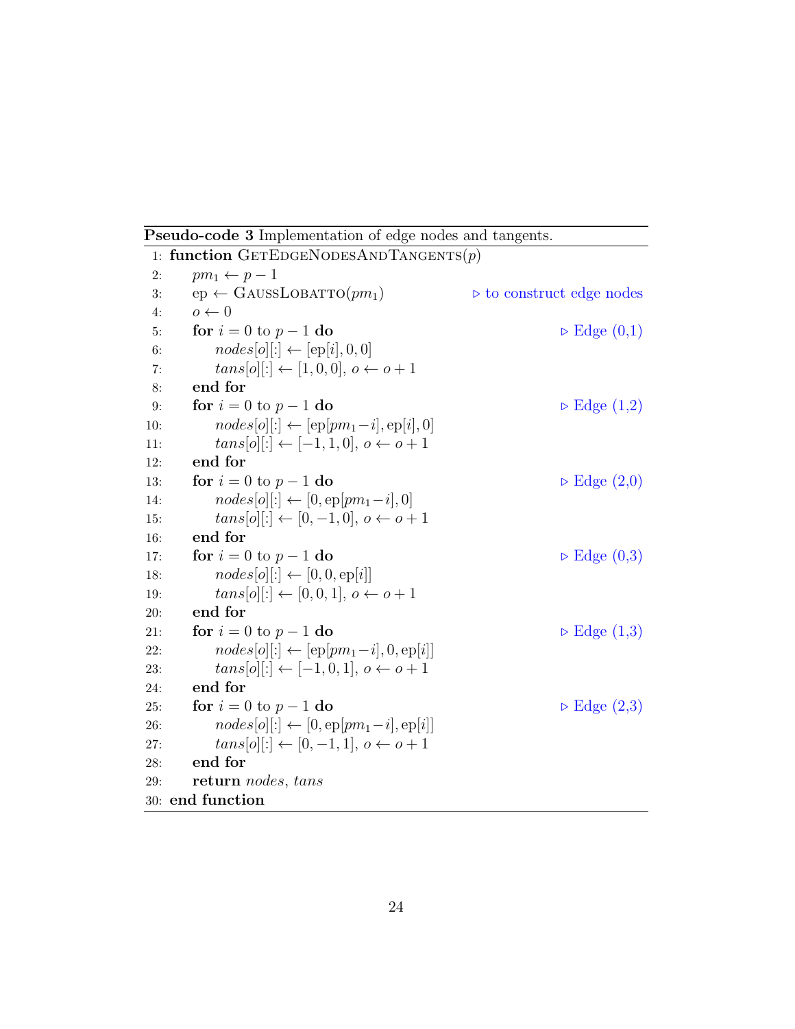**Pseudo-code 3** Implementation of edge nodes and tangents.

```
1:  function GetEdgeNodesAndTangents(p)
2:      pm_1 ← p − 1
3:      ep ← GaussLobatto(pm_1)                          ▷ to construct edge nodes
4:      o ← 0
5:      for i = 0 to p − 1 do                            ▷ Edge (0,1)
6:          nodes[o][:] ← [ep[i], 0, 0]
7:          tans[o][:] ← [1, 0, 0], o ← o + 1
8:      end for
9:      for i = 0 to p − 1 do                            ▷ Edge (1,2)
10:         nodes[o][:] ← [ep[pm_1−i], ep[i], 0]
11:         tans[o][:] ← [−1, 1, 0], o ← o + 1
12:     end for
13:     for i = 0 to p − 1 do                            ▷ Edge (2,0)
14:         nodes[o][:] ← [0, ep[pm_1−i], 0]
15:         tans[o][:] ← [0, −1, 0], o ← o + 1
16:     end for
17:     for i = 0 to p − 1 do                            ▷ Edge (0,3)
18:         nodes[o][:] ← [0, 0, ep[i]]
19:         tans[o][:] ← [0, 0, 1], o ← o + 1
20:     end for
21:     for i = 0 to p − 1 do                            ▷ Edge (1,3)
22:         nodes[o][:] ← [ep[pm_1−i], 0, ep[i]]
23:         tans[o][:] ← [−1, 0, 1], o ← o + 1
24:     end for
25:     for i = 0 to p − 1 do                            ▷ Edge (2,3)
26:         nodes[o][:] ← [0, ep[pm_1−i], ep[i]]
27:         tans[o][:] ← [0, −1, 1], o ← o + 1
28:     end for
29:     return nodes, tans
30: end function
```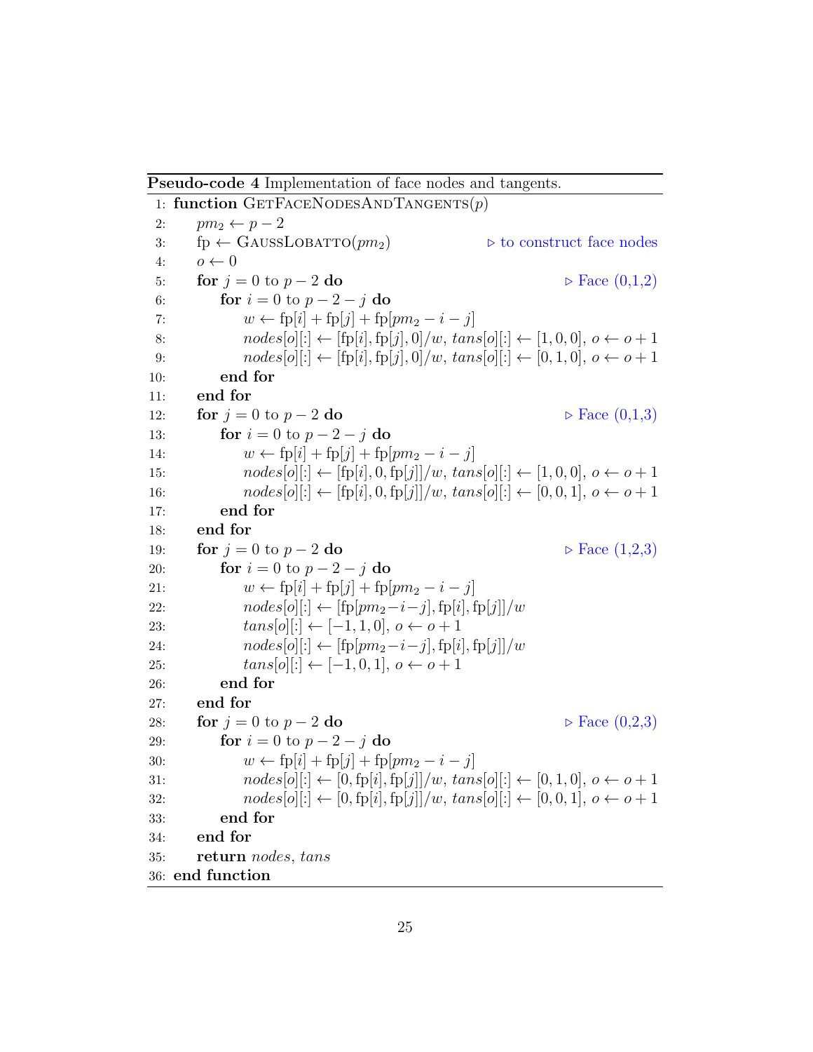**Pseudo-code 4** Implementation of face nodes and tangents.

```
 1: function GetFaceNodesAndTangents(p)
 2:     pm₂ ← p − 2
 3:     fp ← GaussLobatto(pm₂)                                      ▷ to construct face nodes
 4:     o ← 0
 5:     for j = 0 to p − 2 do                                        ▷ Face (0,1,2)
 6:         for i = 0 to p − 2 − j do
 7:             w ← fp[i] + fp[j] + fp[pm₂ − i − j]
 8:             nodes[o][:] ← [fp[i], fp[j], 0]/w, tans[o][:] ← [1, 0, 0], o ← o + 1
 9:             nodes[o][:] ← [fp[i], fp[j], 0]/w, tans[o][:] ← [0, 1, 0], o ← o + 1
10:         end for
11:     end for
12:     for j = 0 to p − 2 do                                        ▷ Face (0,1,3)
13:         for i = 0 to p − 2 − j do
14:             w ← fp[i] + fp[j] + fp[pm₂ − i − j]
15:             nodes[o][:] ← [fp[i], 0, fp[j]]/w, tans[o][:] ← [1, 0, 0], o ← o + 1
16:             nodes[o][:] ← [fp[i], 0, fp[j]]/w, tans[o][:] ← [0, 0, 1], o ← o + 1
17:         end for
18:     end for
19:     for j = 0 to p − 2 do                                        ▷ Face (1,2,3)
20:         for i = 0 to p − 2 − j do
21:             w ← fp[i] + fp[j] + fp[pm₂ − i − j]
22:             nodes[o][:] ← [fp[pm₂−i−j], fp[i], fp[j]]/w
23:             tans[o][:] ← [−1, 1, 0], o ← o + 1
24:             nodes[o][:] ← [fp[pm₂−i−j], fp[i], fp[j]]/w
25:             tans[o][:] ← [−1, 0, 1], o ← o + 1
26:         end for
27:     end for
28:     for j = 0 to p − 2 do                                        ▷ Face (0,2,3)
29:         for i = 0 to p − 2 − j do
30:             w ← fp[i] + fp[j] + fp[pm₂ − i − j]
31:             nodes[o][:] ← [0, fp[i], fp[j]]/w, tans[o][:] ← [0, 1, 0], o ← o + 1
32:             nodes[o][:] ← [0, fp[i], fp[j]]/w, tans[o][:] ← [0, 0, 1], o ← o + 1
33:         end for
34:     end for
35:     return nodes, tans
36: end function
```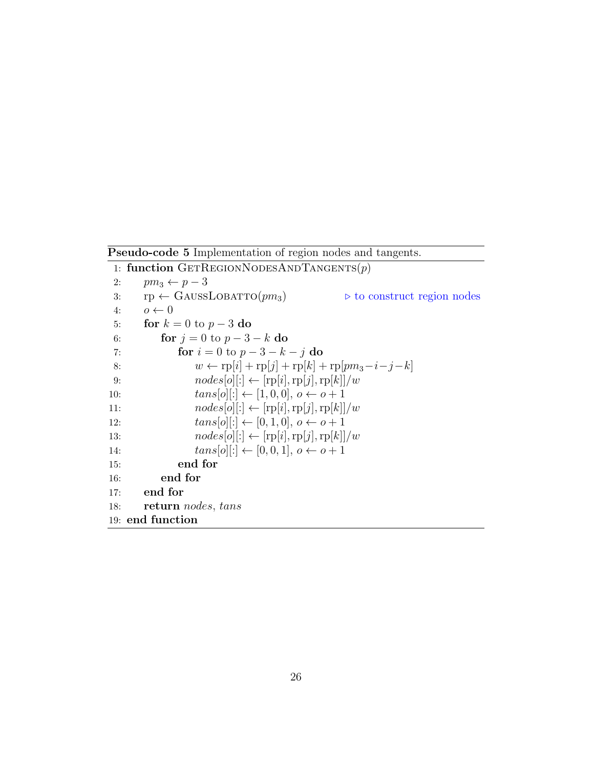**Pseudo-code 5** Implementation of region nodes and tangents.

```
 1: function GetRegionNodesAndTangents(p)
 2:     pm_3 ← p − 3
 3:     rp ← GaussLobatto(pm_3)                         ▷ to construct region nodes
 4:     o ← 0
 5:     for k = 0 to p − 3 do
 6:         for j = 0 to p − 3 − k do
 7:             for i = 0 to p − 3 − k − j do
 8:                 w ← rp[i] + rp[j] + rp[k] + rp[pm_3−i−j−k]
 9:                 nodes[o][:] ← [rp[i], rp[j], rp[k]]/w
10:                 tans[o][:] ← [1, 0, 0], o ← o + 1
11:                 nodes[o][:] ← [rp[i], rp[j], rp[k]]/w
12:                 tans[o][:] ← [0, 1, 0], o ← o + 1
13:                 nodes[o][:] ← [rp[i], rp[j], rp[k]]/w
14:                 tans[o][:] ← [0, 0, 1], o ← o + 1
15:             end for
16:         end for
17:     end for
18:     return nodes, tans
19: end function
```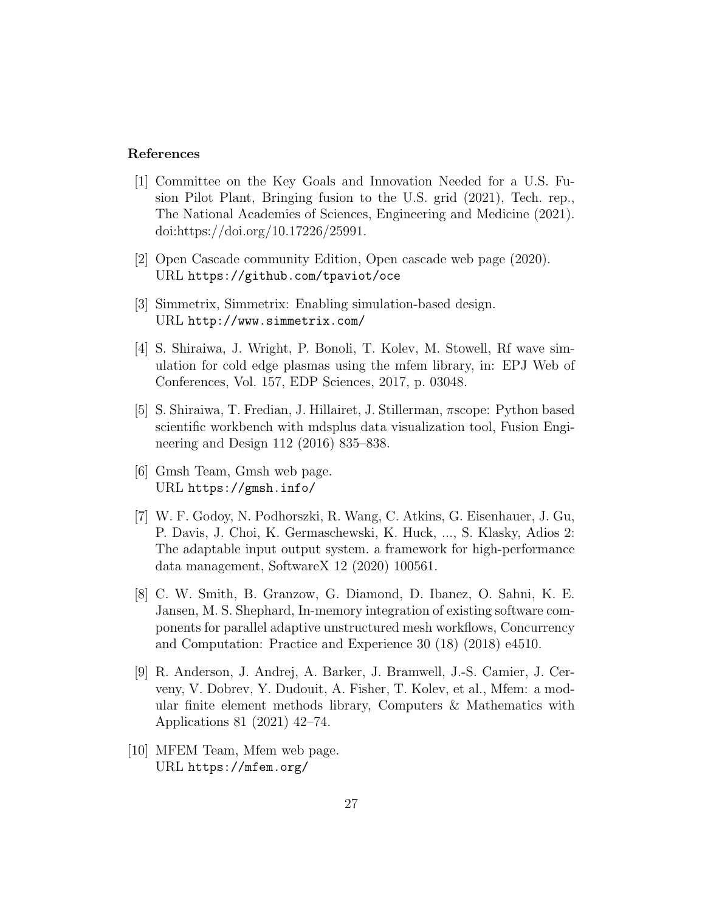## References

[1] Committee on the Key Goals and Innovation Needed for a U.S. Fusion Pilot Plant, Bringing fusion to the U.S. grid (2021), Tech. rep., The National Academies of Sciences, Engineering and Medicine (2021). doi:https://doi.org/10.17226/25991.

[2] Open Cascade community Edition, Open cascade web page (2020). URL https://github.com/tpaviot/oce

[3] Simmetrix, Simmetrix: Enabling simulation-based design. URL http://www.simmetrix.com/

[4] S. Shiraiwa, J. Wright, P. Bonoli, T. Kolev, M. Stowell, Rf wave simulation for cold edge plasmas using the mfem library, in: EPJ Web of Conferences, Vol. 157, EDP Sciences, 2017, p. 03048.

[5] S. Shiraiwa, T. Fredian, J. Hillairet, J. Stillerman, $\pi$scope: Python based scientific workbench with mdsplus data visualization tool, Fusion Engineering and Design 112 (2016) 835–838.

[6] Gmsh Team, Gmsh web page. URL https://gmsh.info/

[7] W. F. Godoy, N. Podhorszki, R. Wang, C. Atkins, G. Eisenhauer, J. Gu, P. Davis, J. Choi, K. Germaschewski, K. Huck, ..., S. Klasky, Adios 2: The adaptable input output system. a framework for high-performance data management, SoftwareX 12 (2020) 100561.

[8] C. W. Smith, B. Granzow, G. Diamond, D. Ibanez, O. Sahni, K. E. Jansen, M. S. Shephard, In-memory integration of existing software components for parallel adaptive unstructured mesh workflows, Concurrency and Computation: Practice and Experience 30 (18) (2018) e4510.

[9] R. Anderson, J. Andrej, A. Barker, J. Bramwell, J.-S. Camier, J. Cerveny, V. Dobrev, Y. Dudouit, A. Fisher, T. Kolev, et al., Mfem: a modular finite element methods library, Computers & Mathematics with Applications 81 (2021) 42–74.

[10] MFEM Team, Mfem web page. URL https://mfem.org/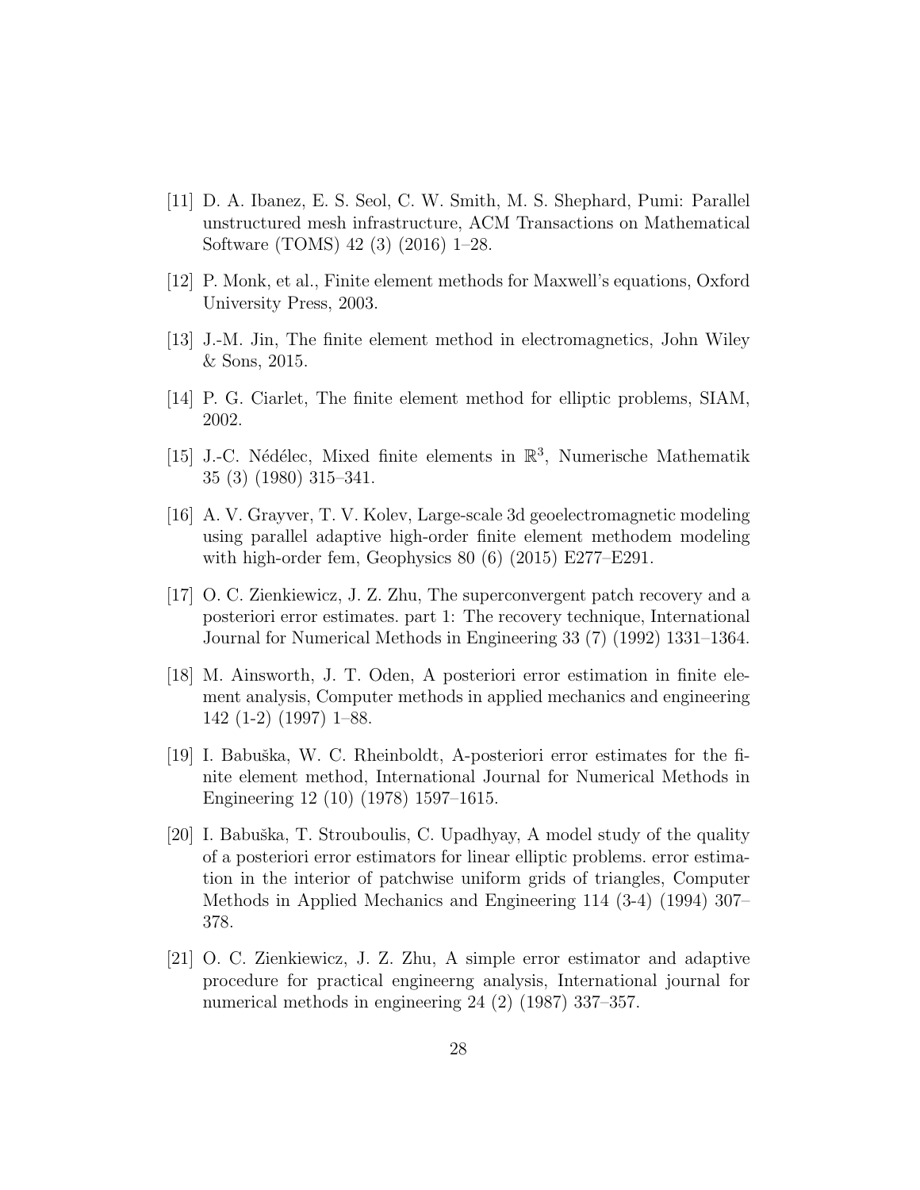[11] D. A. Ibanez, E. S. Seol, C. W. Smith, M. S. Shephard, Pumi: Parallel unstructured mesh infrastructure, ACM Transactions on Mathematical Software (TOMS) 42 (3) (2016) 1–28.

[12] P. Monk, et al., Finite element methods for Maxwell's equations, Oxford University Press, 2003.

[13] J.-M. Jin, The finite element method in electromagnetics, John Wiley & Sons, 2015.

[14] P. G. Ciarlet, The finite element method for elliptic problems, SIAM, 2002.

[15] J.-C. Nédélec, Mixed finite elements in $\mathbb{R}^3$, Numerische Mathematik 35 (3) (1980) 315–341.

[16] A. V. Grayver, T. V. Kolev, Large-scale 3d geoelectromagnetic modeling using parallel adaptive high-order finite element methodem modeling with high-order fem, Geophysics 80 (6) (2015) E277–E291.

[17] O. C. Zienkiewicz, J. Z. Zhu, The superconvergent patch recovery and a posteriori error estimates. part 1: The recovery technique, International Journal for Numerical Methods in Engineering 33 (7) (1992) 1331–1364.

[18] M. Ainsworth, J. T. Oden, A posteriori error estimation in finite element analysis, Computer methods in applied mechanics and engineering 142 (1-2) (1997) 1–88.

[19] I. Babuška, W. C. Rheinboldt, A-posteriori error estimates for the finite element method, International Journal for Numerical Methods in Engineering 12 (10) (1978) 1597–1615.

[20] I. Babuška, T. Strouboulis, C. Upadhyay, A model study of the quality of a posteriori error estimators for linear elliptic problems. error estimation in the interior of patchwise uniform grids of triangles, Computer Methods in Applied Mechanics and Engineering 114 (3-4) (1994) 307–378.

[21] O. C. Zienkiewicz, J. Z. Zhu, A simple error estimator and adaptive procedure for practical engineerng analysis, International journal for numerical methods in engineering 24 (2) (1987) 337–357.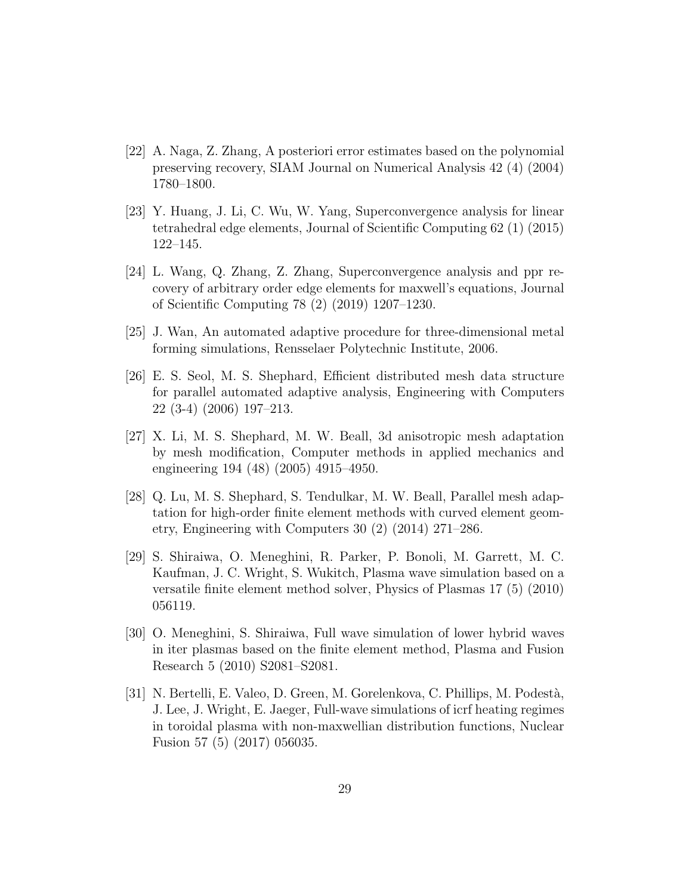[22] A. Naga, Z. Zhang, A posteriori error estimates based on the polynomial preserving recovery, SIAM Journal on Numerical Analysis 42 (4) (2004) 1780–1800.

[23] Y. Huang, J. Li, C. Wu, W. Yang, Superconvergence analysis for linear tetrahedral edge elements, Journal of Scientific Computing 62 (1) (2015) 122–145.

[24] L. Wang, Q. Zhang, Z. Zhang, Superconvergence analysis and ppr recovery of arbitrary order edge elements for maxwell's equations, Journal of Scientific Computing 78 (2) (2019) 1207–1230.

[25] J. Wan, An automated adaptive procedure for three-dimensional metal forming simulations, Rensselaer Polytechnic Institute, 2006.

[26] E. S. Seol, M. S. Shephard, Efficient distributed mesh data structure for parallel automated adaptive analysis, Engineering with Computers 22 (3-4) (2006) 197–213.

[27] X. Li, M. S. Shephard, M. W. Beall, 3d anisotropic mesh adaptation by mesh modification, Computer methods in applied mechanics and engineering 194 (48) (2005) 4915–4950.

[28] Q. Lu, M. S. Shephard, S. Tendulkar, M. W. Beall, Parallel mesh adaptation for high-order finite element methods with curved element geometry, Engineering with Computers 30 (2) (2014) 271–286.

[29] S. Shiraiwa, O. Meneghini, R. Parker, P. Bonoli, M. Garrett, M. C. Kaufman, J. C. Wright, S. Wukitch, Plasma wave simulation based on a versatile finite element method solver, Physics of Plasmas 17 (5) (2010) 056119.

[30] O. Meneghini, S. Shiraiwa, Full wave simulation of lower hybrid waves in iter plasmas based on the finite element method, Plasma and Fusion Research 5 (2010) S2081–S2081.

[31] N. Bertelli, E. Valeo, D. Green, M. Gorelenkova, C. Phillips, M. Podestà, J. Lee, J. Wright, E. Jaeger, Full-wave simulations of icrf heating regimes in toroidal plasma with non-maxwellian distribution functions, Nuclear Fusion 57 (5) (2017) 056035.